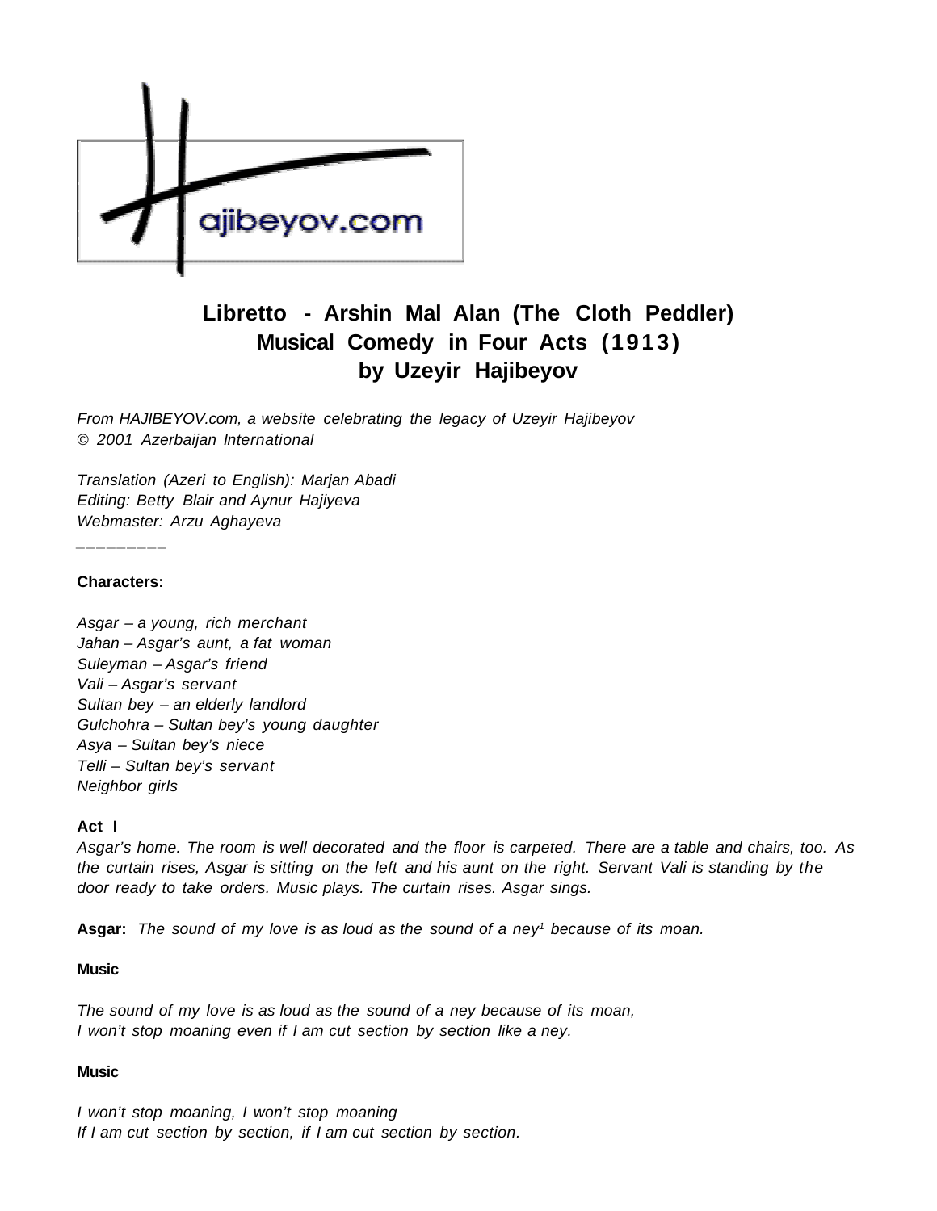# Libretto - Arshin Mal Alan (The Cloth Peddler)
## Musical Comedy in Four Acts (1913)
## by Uzeyir Hajibeyov

*From HAJIBEYOV.com, a website celebrating the legacy of Uzeyir Hajibeyov*
*© 2001 Azerbaijan International*

*Translation (Azeri to English): Marjan Abadi*
*Editing: Betty Blair and Aynur Hajiyeva*
*Webmaster: Arzu Aghayeva*

---

**Characters:**

*Asgar – a young, rich merchant*
*Jahan – Asgar's aunt, a fat woman*
*Suleyman – Asgar's friend*
*Vali – Asgar's servant*
*Sultan bey – an elderly landlord*
*Gulchohra – Sultan bey's young daughter*
*Asya – Sultan bey's niece*
*Telli – Sultan bey's servant*
*Neighbor girls*

**Act I**

*Asgar's home. The room is well decorated and the floor is carpeted. There are a table and chairs, too. As the curtain rises, Asgar is sitting on the left and his aunt on the right. Servant Vali is standing by the door ready to take orders. Music plays. The curtain rises. Asgar sings.*

**Asgar:** *The sound of my love is as loud as the sound of a ney*[1] *because of its moan.*

**Music**

*The sound of my love is as loud as the sound of a ney because of its moan,*
*I won't stop moaning even if I am cut section by section like a ney.*

**Music**

*I won't stop moaning, I won't stop moaning*
*If I am cut section by section, if I am cut section by section.*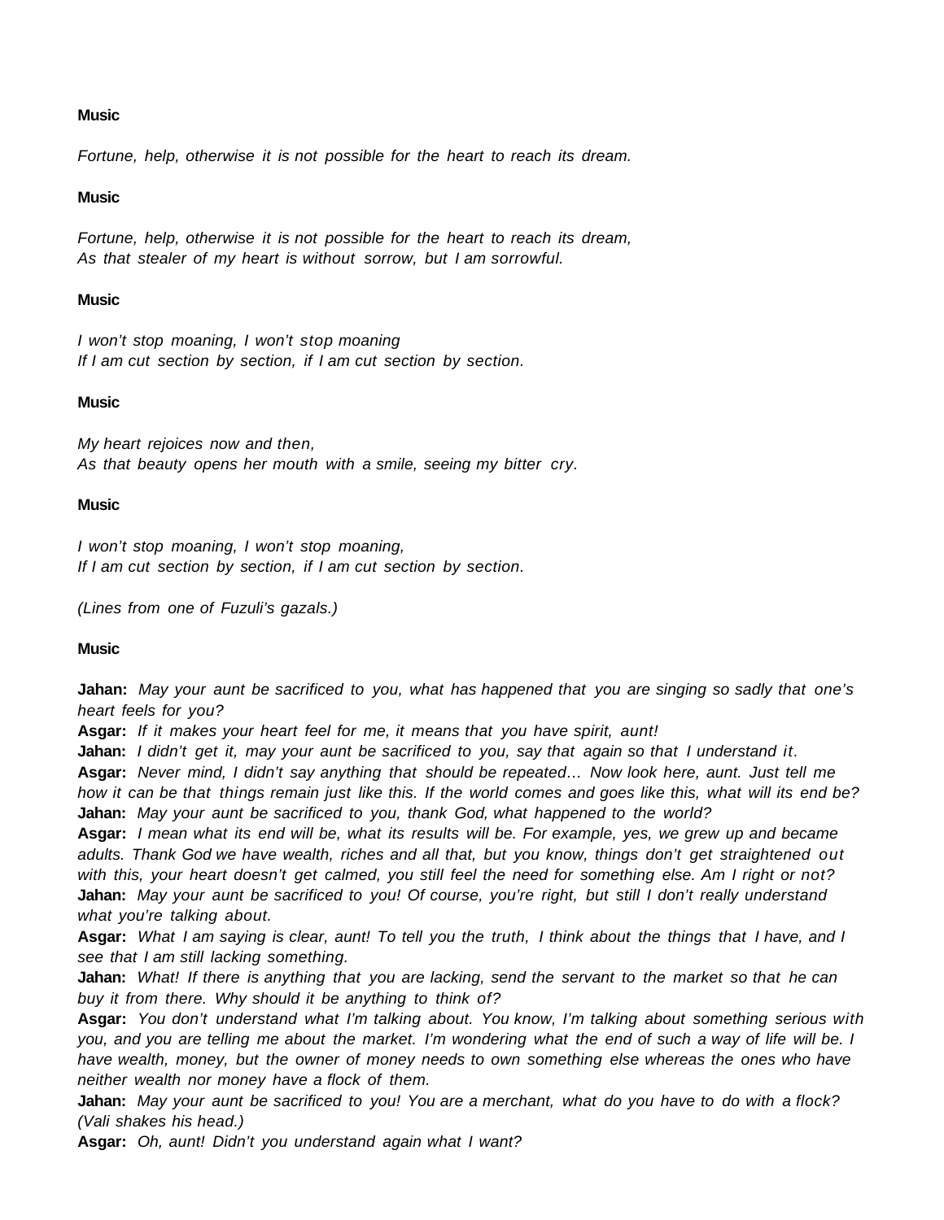**Music**

*Fortune, help, otherwise it is not possible for the heart to reach its dream.*

**Music**

*Fortune, help, otherwise it is not possible for the heart to reach its dream,*
*As that stealer of my heart is without sorrow, but I am sorrowful.*

**Music**

*I won't stop moaning, I won't stop moaning*
*If I am cut section by section, if I am cut section by section.*

**Music**

*My heart rejoices now and then,*
*As that beauty opens her mouth with a smile, seeing my bitter cry.*

**Music**

*I won't stop moaning, I won't stop moaning,*
*If I am cut section by section, if I am cut section by section.*

*(Lines from one of Fuzuli's gazals.)*

**Music**

**Jahan:** *May your aunt be sacrificed to you, what has happened that you are singing so sadly that one's heart feels for you?*
**Asgar:** *If it makes your heart feel for me, it means that you have spirit, aunt!*
**Jahan:** *I didn't get it, may your aunt be sacrificed to you, say that again so that I understand it.*
**Asgar:** *Never mind, I didn't say anything that should be repeated… Now look here, aunt. Just tell me how it can be that things remain just like this. If the world comes and goes like this, what will its end be?*
**Jahan:** *May your aunt be sacrificed to you, thank God, what happened to the world?*
**Asgar:** *I mean what its end will be, what its results will be. For example, yes, we grew up and became adults. Thank God we have wealth, riches and all that, but you know, things don't get straightened out with this, your heart doesn't get calmed, you still feel the need for something else. Am I right or not?*
**Jahan:** *May your aunt be sacrificed to you! Of course, you're right, but still I don't really understand what you're talking about.*
**Asgar:** *What I am saying is clear, aunt! To tell you the truth, I think about the things that I have, and I see that I am still lacking something.*
**Jahan:** *What! If there is anything that you are lacking, send the servant to the market so that he can buy it from there. Why should it be anything to think of?*
**Asgar:** *You don't understand what I'm talking about. You know, I'm talking about something serious with you, and you are telling me about the market. I'm wondering what the end of such a way of life will be. I have wealth, money, but the owner of money needs to own something else whereas the ones who have neither wealth nor money have a flock of them.*
**Jahan:** *May your aunt be sacrificed to you! You are a merchant, what do you have to do with a flock? (Vali shakes his head.)*
**Asgar:** *Oh, aunt! Didn't you understand again what I want?*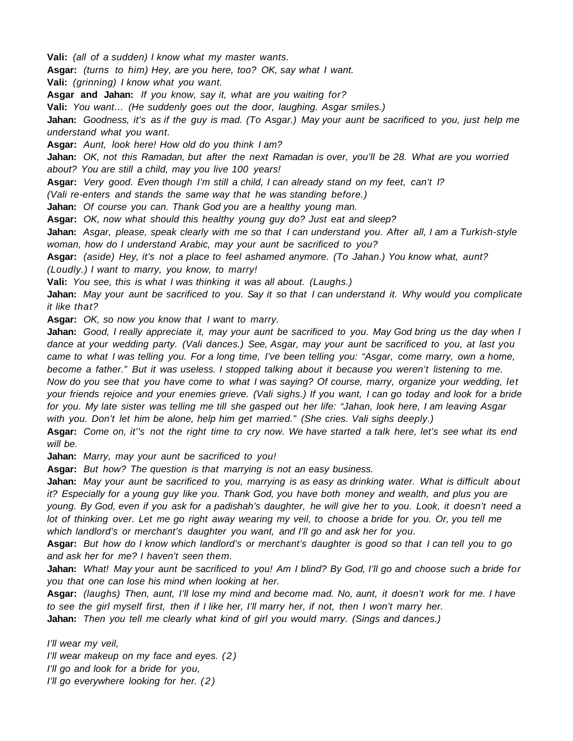**Vali:** *(all of a sudden) I know what my master wants.*

**Asgar:** *(turns to him) Hey, are you here, too? OK, say what I want.*

**Vali:** *(grinning) I know what you want.*

**Asgar and Jahan:** *If you know, say it, what are you waiting for?*

**Vali:** *You want… (He suddenly goes out the door, laughing. Asgar smiles.)*

**Jahan:** *Goodness, it's as if the guy is mad. (To Asgar.) May your aunt be sacrificed to you, just help me understand what you want.*

**Asgar:** *Aunt, look here! How old do you think I am?*

**Jahan:** *OK, not this Ramadan, but after the next Ramadan is over, you'll be 28. What are you worried about? You are still a child, may you live 100 years!*

**Asgar:** *Very good. Even though I'm still a child, I can already stand on my feet, can't I?*

*(Vali re-enters and stands the same way that he was standing before.)*

**Jahan:** *Of course you can. Thank God you are a healthy young man.*

**Asgar:** *OK, now what should this healthy young guy do? Just eat and sleep?*

**Jahan:** *Asgar, please, speak clearly with me so that I can understand you. After all, I am a Turkish-style woman, how do I understand Arabic, may your aunt be sacrificed to you?*

**Asgar:** *(aside) Hey, it's not a place to feel ashamed anymore. (To Jahan.) You know what, aunt? (Loudly.) I want to marry, you know, to marry!*

**Vali:** *You see, this is what I was thinking it was all about. (Laughs.)*

**Jahan:** *May your aunt be sacrificed to you. Say it so that I can understand it. Why would you complicate it like that?*

**Asgar:** *OK, so now you know that I want to marry.*

**Jahan:** *Good, I really appreciate it, may your aunt be sacrificed to you. May God bring us the day when I dance at your wedding party. (Vali dances.) See, Asgar, may your aunt be sacrificed to you, at last you came to what I was telling you. For a long time, I've been telling you: "Asgar, come marry, own a home, become a father." But it was useless. I stopped talking about it because you weren't listening to me. Now do you see that you have come to what I was saying? Of course, marry, organize your wedding, let your friends rejoice and your enemies grieve. (Vali sighs.) If you want, I can go today and look for a bride for you. My late sister was telling me till she gasped out her life: "Jahan, look here, I am leaving Asgar with you. Don't let him be alone, help him get married." (She cries. Vali sighs deeply.)*

**Asgar:** *Come on, it''s not the right time to cry now. We have started a talk here, let's see what its end will be.*

**Jahan:** *Marry, may your aunt be sacrificed to you!*

**Asgar:** *But how? The question is that marrying is not an easy business.*

**Jahan:** *May your aunt be sacrificed to you, marrying is as easy as drinking water. What is difficult about it? Especially for a young guy like you. Thank God, you have both money and wealth, and plus you are young. By God, even if you ask for a padishah's daughter, he will give her to you. Look, it doesn't need a lot of thinking over. Let me go right away wearing my veil, to choose a bride for you. Or, you tell me which landlord's or merchant's daughter you want, and I'll go and ask her for you.*

**Asgar:** *But how do I know which landlord's or merchant's daughter is good so that I can tell you to go and ask her for me? I haven't seen them.*

**Jahan:** *What! May your aunt be sacrificed to you! Am I blind? By God, I'll go and choose such a bride for you that one can lose his mind when looking at her.*

**Asgar:** *(laughs) Then, aunt, I'll lose my mind and become mad. No, aunt, it doesn't work for me. I have to see the girl myself first, then if I like her, I'll marry her, if not, then I won't marry her.*

**Jahan:** *Then you tell me clearly what kind of girl you would marry. (Sings and dances.)*

*I'll wear my veil,*
*I'll wear makeup on my face and eyes. (2)*
*I'll go and look for a bride for you,*
*I'll go everywhere looking for her. (2)*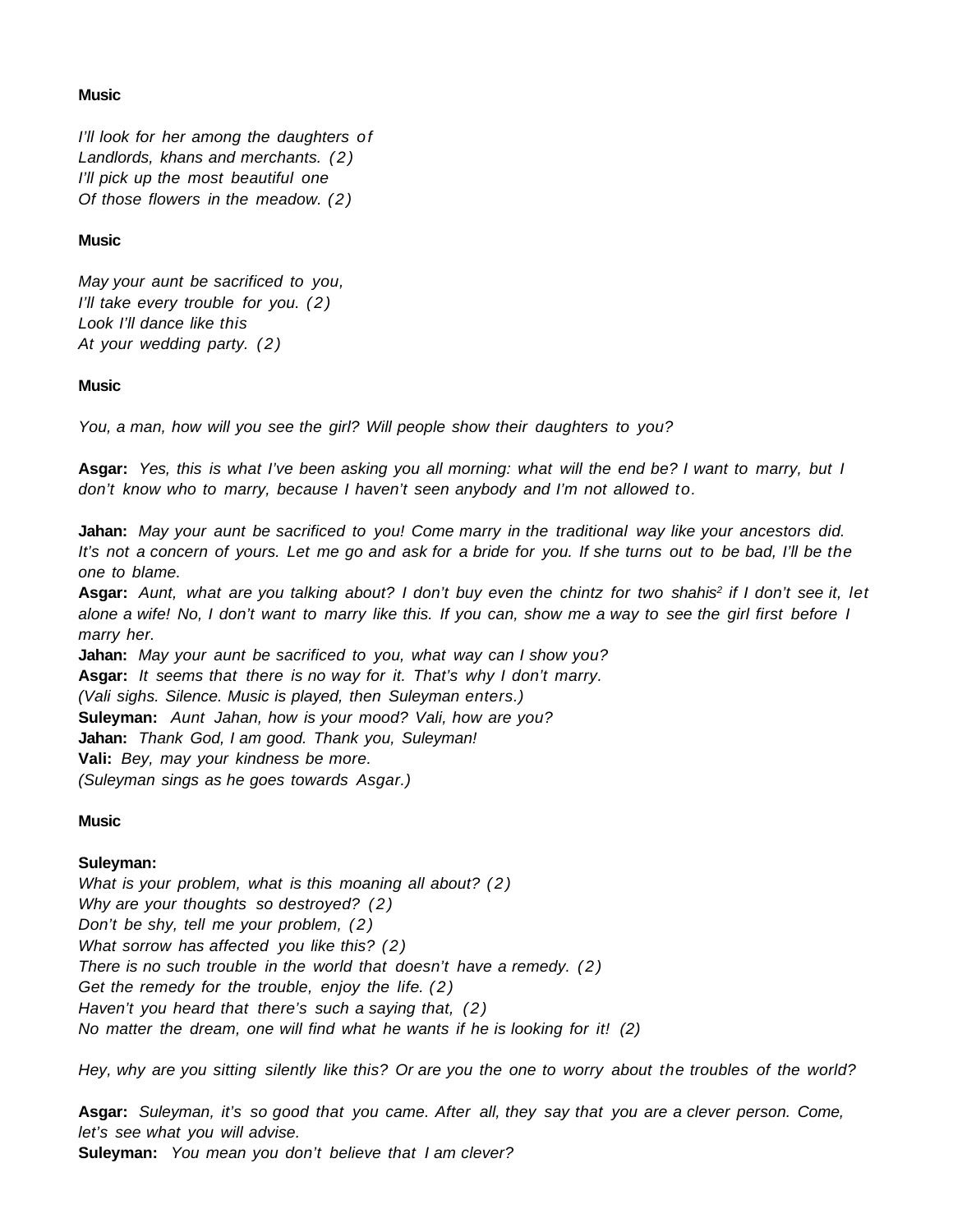**Music**

*I'll look for her among the daughters of*
*Landlords, khans and merchants. (2)*
*I'll pick up the most beautiful one*
*Of those flowers in the meadow. (2)*

**Music**

*May your aunt be sacrificed to you,*
*I'll take every trouble for you. (2)*
*Look I'll dance like this*
*At your wedding party. (2)*

**Music**

*You, a man, how will you see the girl? Will people show their daughters to you?*

**Asgar:** *Yes, this is what I've been asking you all morning: what will the end be? I want to marry, but I don't know who to marry, because I haven't seen anybody and I'm not allowed to.*

**Jahan:** *May your aunt be sacrificed to you! Come marry in the traditional way like your ancestors did. It's not a concern of yours. Let me go and ask for a bride for you. If she turns out to be bad, I'll be the one to blame.*
**Asgar:** *Aunt, what are you talking about? I don't buy even the chintz for two shahis[2] if I don't see it, let alone a wife! No, I don't want to marry like this. If you can, show me a way to see the girl first before I marry her.*
**Jahan:** *May your aunt be sacrificed to you, what way can I show you?*
**Asgar:** *It seems that there is no way for it. That's why I don't marry.*
*(Vali sighs. Silence. Music is played, then Suleyman enters.)*
**Suleyman:** *Aunt Jahan, how is your mood? Vali, how are you?*
**Jahan:** *Thank God, I am good. Thank you, Suleyman!*
**Vali:** *Bey, may your kindness be more.*
*(Suleyman sings as he goes towards Asgar.)*

**Music**

**Suleyman:**
*What is your problem, what is this moaning all about? (2)*
*Why are your thoughts so destroyed? (2)*
*Don't be shy, tell me your problem, (2)*
*What sorrow has affected you like this? (2)*
*There is no such trouble in the world that doesn't have a remedy. (2)*
*Get the remedy for the trouble, enjoy the life. (2)*
*Haven't you heard that there's such a saying that, (2)*
*No matter the dream, one will find what he wants if he is looking for it! (2)*

*Hey, why are you sitting silently like this? Or are you the one to worry about the troubles of the world?*

**Asgar:** *Suleyman, it's so good that you came. After all, they say that you are a clever person. Come, let's see what you will advise.*
**Suleyman:** *You mean you don't believe that I am clever?*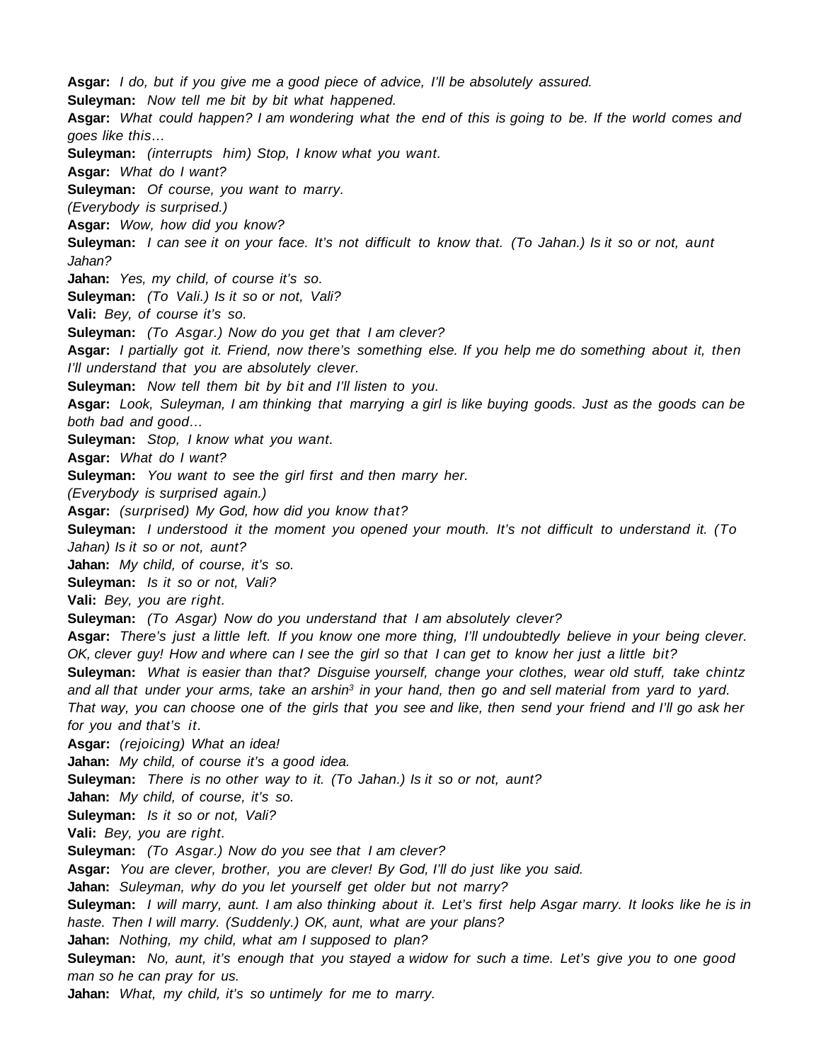**Asgar:** *I do, but if you give me a good piece of advice, I'll be absolutely assured.*

**Suleyman:** *Now tell me bit by bit what happened.*

**Asgar:** *What could happen? I am wondering what the end of this is going to be. If the world comes and goes like this…*

**Suleyman:** *(interrupts him) Stop, I know what you want.*

**Asgar:** *What do I want?*

**Suleyman:** *Of course, you want to marry.*

*(Everybody is surprised.)*

**Asgar:** *Wow, how did you know?*

**Suleyman:** *I can see it on your face. It's not difficult to know that. (To Jahan.) Is it so or not, aunt Jahan?*

**Jahan:** *Yes, my child, of course it's so.*

**Suleyman:** *(To Vali.) Is it so or not, Vali?*

**Vali:** *Bey, of course it's so.*

**Suleyman:** *(To Asgar.) Now do you get that I am clever?*

**Asgar:** *I partially got it. Friend, now there's something else. If you help me do something about it, then I'll understand that you are absolutely clever.*

**Suleyman:** *Now tell them bit by bit and I'll listen to you.*

**Asgar:** *Look, Suleyman, I am thinking that marrying a girl is like buying goods. Just as the goods can be both bad and good…*

**Suleyman:** *Stop, I know what you want.*

**Asgar:** *What do I want?*

**Suleyman:** *You want to see the girl first and then marry her.*

*(Everybody is surprised again.)*

**Asgar:** *(surprised) My God, how did you know that?*

**Suleyman:** *I understood it the moment you opened your mouth. It's not difficult to understand it. (To Jahan) Is it so or not, aunt?*

**Jahan:** *My child, of course, it's so.*

**Suleyman:** *Is it so or not, Vali?*

**Vali:** *Bey, you are right.*

**Suleyman:** *(To Asgar) Now do you understand that I am absolutely clever?*

**Asgar:** *There's just a little left. If you know one more thing, I'll undoubtedly believe in your being clever. OK, clever guy! How and where can I see the girl so that I can get to know her just a little bit?*

**Suleyman:** *What is easier than that? Disguise yourself, change your clothes, wear old stuff, take chintz and all that under your arms, take an arshin[3] in your hand, then go and sell material from yard to yard. That way, you can choose one of the girls that you see and like, then send your friend and I'll go ask her for you and that's it.*

**Asgar:** *(rejoicing) What an idea!*

**Jahan:** *My child, of course it's a good idea.*

**Suleyman:** *There is no other way to it. (To Jahan.) Is it so or not, aunt?*

**Jahan:** *My child, of course, it's so.*

**Suleyman:** *Is it so or not, Vali?*

**Vali:** *Bey, you are right.*

**Suleyman:** *(To Asgar.) Now do you see that I am clever?*

**Asgar:** *You are clever, brother, you are clever! By God, I'll do just like you said.*

**Jahan:** *Suleyman, why do you let yourself get older but not marry?*

**Suleyman:** *I will marry, aunt. I am also thinking about it. Let's first help Asgar marry. It looks like he is in haste. Then I will marry. (Suddenly.) OK, aunt, what are your plans?*

**Jahan:** *Nothing, my child, what am I supposed to plan?*

**Suleyman:** *No, aunt, it's enough that you stayed a widow for such a time. Let's give you to one good man so he can pray for us.*

**Jahan:** *What, my child, it's so untimely for me to marry.*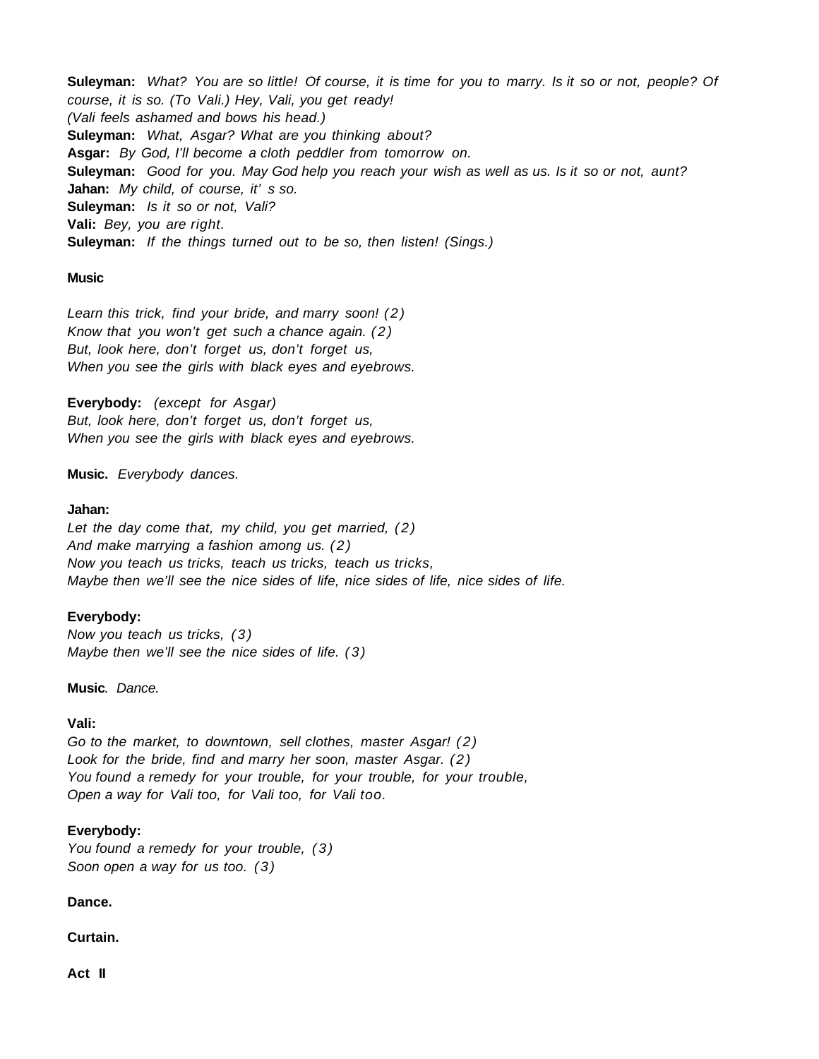**Suleyman:** *What? You are so little! Of course, it is time for you to marry. Is it so or not, people? Of course, it is so. (To Vali.) Hey, Vali, you get ready!*
*(Vali feels ashamed and bows his head.)*
**Suleyman:** *What, Asgar? What are you thinking about?*
**Asgar:** *By God, I'll become a cloth peddler from tomorrow on.*
**Suleyman:** *Good for you. May God help you reach your wish as well as us. Is it so or not, aunt?*
**Jahan:** *My child, of course, it' s so.*
**Suleyman:** *Is it so or not, Vali?*
**Vali:** *Bey, you are right.*
**Suleyman:** *If the things turned out to be so, then listen! (Sings.)*

**Music**

*Learn this trick, find your bride, and marry soon! (2)*
*Know that you won't get such a chance again. (2)*
*But, look here, don't forget us, don't forget us,*
*When you see the girls with black eyes and eyebrows.*

**Everybody:** *(except for Asgar)*
*But, look here, don't forget us, don't forget us,*
*When you see the girls with black eyes and eyebrows.*

**Music.** *Everybody dances.*

**Jahan:**
*Let the day come that, my child, you get married, (2)*
*And make marrying a fashion among us. (2)*
*Now you teach us tricks, teach us tricks, teach us tricks,*
*Maybe then we'll see the nice sides of life, nice sides of life, nice sides of life.*

**Everybody:**
*Now you teach us tricks, (3)*
*Maybe then we'll see the nice sides of life. (3)*

**Music**. *Dance.*

**Vali:**
*Go to the market, to downtown, sell clothes, master Asgar! (2)*
*Look for the bride, find and marry her soon, master Asgar. (2)*
*You found a remedy for your trouble, for your trouble, for your trouble,*
*Open a way for Vali too, for Vali too, for Vali too.*

**Everybody:**
*You found a remedy for your trouble, (3)*
*Soon open a way for us too. (3)*

**Dance.**

**Curtain.**

**Act II**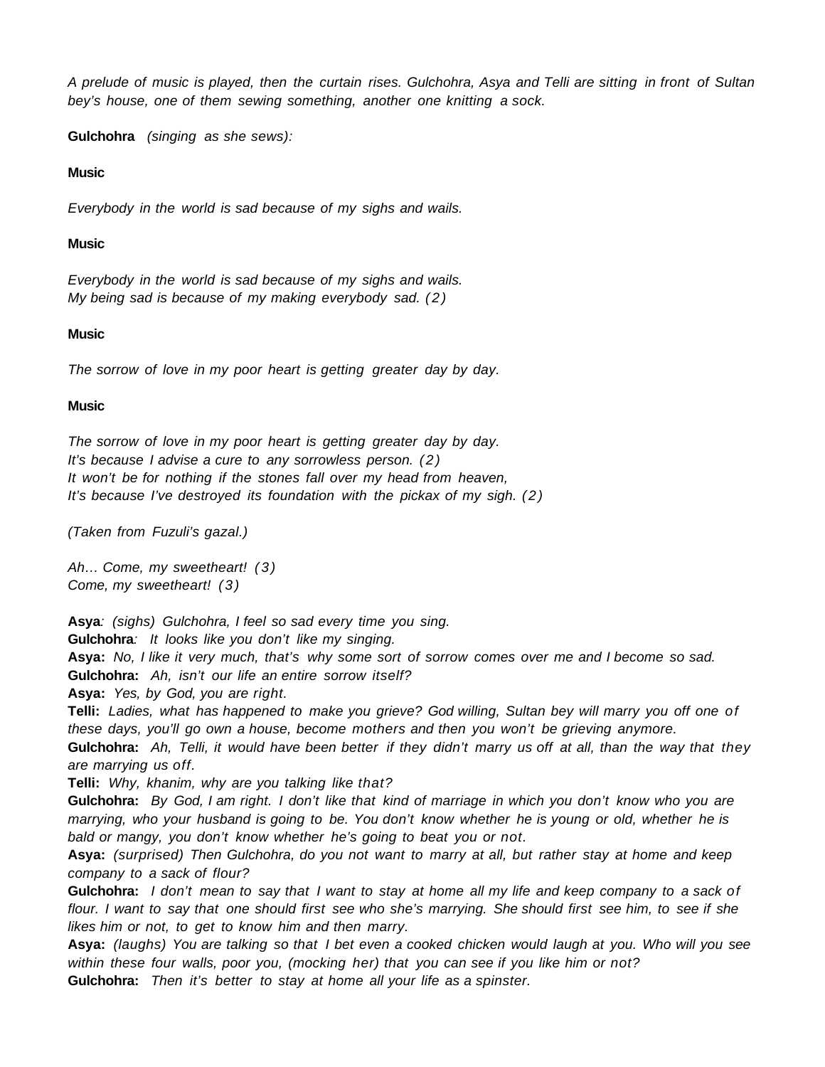*A prelude of music is played, then the curtain rises. Gulchohra, Asya and Telli are sitting in front of Sultan bey's house, one of them sewing something, another one knitting a sock.*

**Gulchohra** *(singing as she sews):*

**Music**

*Everybody in the world is sad because of my sighs and wails.*

**Music**

*Everybody in the world is sad because of my sighs and wails.*
*My being sad is because of my making everybody sad. (2)*

**Music**

*The sorrow of love in my poor heart is getting greater day by day.*

**Music**

*The sorrow of love in my poor heart is getting greater day by day.*
*It's because I advise a cure to any sorrowless person. (2)*
*It won't be for nothing if the stones fall over my head from heaven,*
*It's because I've destroyed its foundation with the pickax of my sigh. (2)*

*(Taken from Fuzuli's gazal.)*

*Ah… Come, my sweetheart! (3)*
*Come, my sweetheart! (3)*

**Asya***: (sighs) Gulchohra, I feel so sad every time you sing.*
**Gulchohra***: It looks like you don't like my singing.*
**Asya:** *No, I like it very much, that's why some sort of sorrow comes over me and I become so sad.*
**Gulchohra:** *Ah, isn't our life an entire sorrow itself?*
**Asya:** *Yes, by God, you are right.*
**Telli:** *Ladies, what has happened to make you grieve? God willing, Sultan bey will marry you off one of these days, you'll go own a house, become mothers and then you won't be grieving anymore.*
**Gulchohra:** *Ah, Telli, it would have been better if they didn't marry us off at all, than the way that they are marrying us off.*
**Telli:** *Why, khanim, why are you talking like that?*
**Gulchohra:** *By God, I am right. I don't like that kind of marriage in which you don't know who you are marrying, who your husband is going to be. You don't know whether he is young or old, whether he is bald or mangy, you don't know whether he's going to beat you or not.*
**Asya:** *(surprised) Then Gulchohra, do you not want to marry at all, but rather stay at home and keep company to a sack of flour?*
**Gulchohra:** *I don't mean to say that I want to stay at home all my life and keep company to a sack of flour. I want to say that one should first see who she's marrying. She should first see him, to see if she likes him or not, to get to know him and then marry.*
**Asya:** *(laughs) You are talking so that I bet even a cooked chicken would laugh at you. Who will you see within these four walls, poor you, (mocking her) that you can see if you like him or not?*
**Gulchohra:** *Then it's better to stay at home all your life as a spinster.*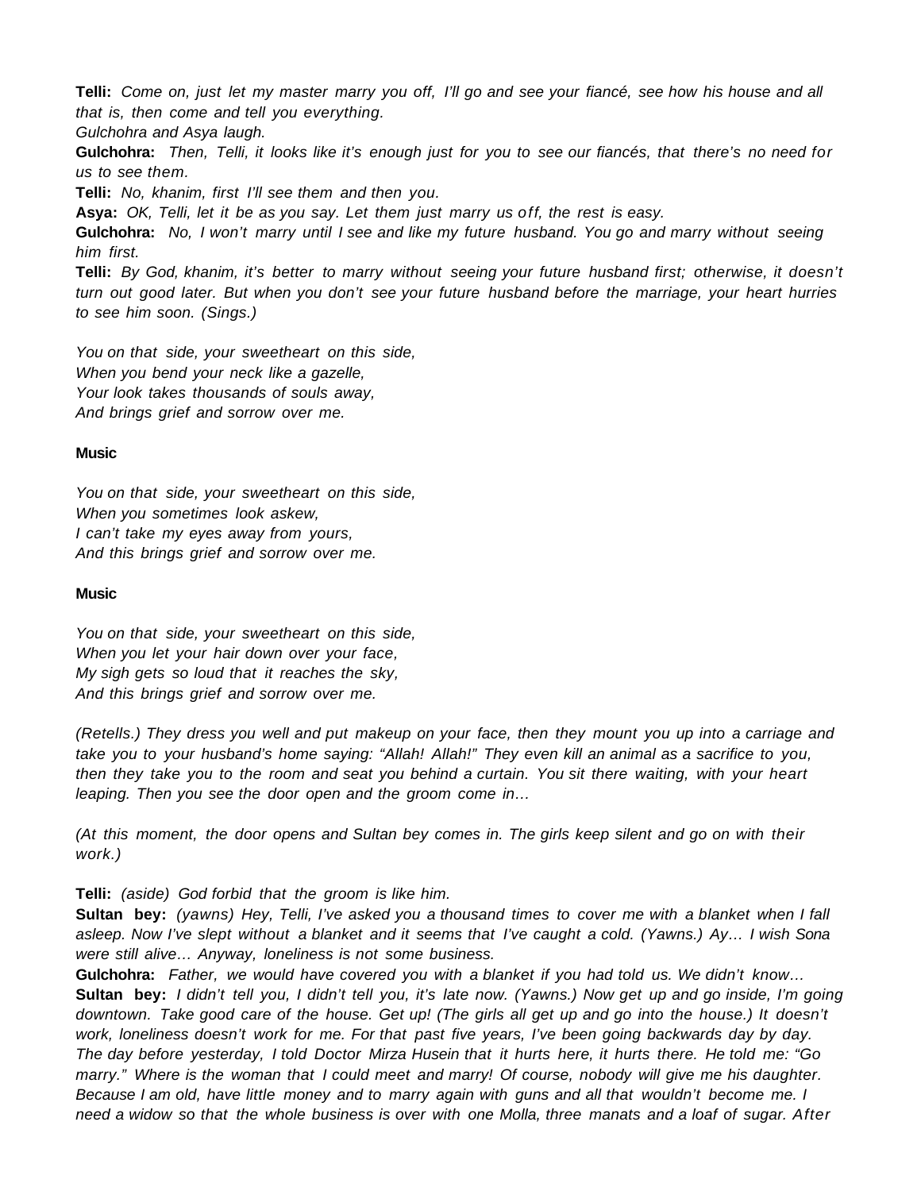**Telli:** *Come on, just let my master marry you off, I'll go and see your fiancé, see how his house and all that is, then come and tell you everything.*

*Gulchohra and Asya laugh.*

**Gulchohra:** *Then, Telli, it looks like it's enough just for you to see our fiancés, that there's no need for us to see them.*

**Telli:** *No, khanim, first I'll see them and then you.*

**Asya:** *OK, Telli, let it be as you say. Let them just marry us off, the rest is easy.*

**Gulchohra:** *No, I won't marry until I see and like my future husband. You go and marry without seeing him first.*

**Telli:** *By God, khanim, it's better to marry without seeing your future husband first; otherwise, it doesn't turn out good later. But when you don't see your future husband before the marriage, your heart hurries to see him soon. (Sings.)*

*You on that side, your sweetheart on this side,*
*When you bend your neck like a gazelle,*
*Your look takes thousands of souls away,*
*And brings grief and sorrow over me.*

**Music**

*You on that side, your sweetheart on this side,*
*When you sometimes look askew,*
*I can't take my eyes away from yours,*
*And this brings grief and sorrow over me.*

**Music**

*You on that side, your sweetheart on this side,*
*When you let your hair down over your face,*
*My sigh gets so loud that it reaches the sky,*
*And this brings grief and sorrow over me.*

*(Retells.) They dress you well and put makeup on your face, then they mount you up into a carriage and take you to your husband's home saying: "Allah! Allah!" They even kill an animal as a sacrifice to you, then they take you to the room and seat you behind a curtain. You sit there waiting, with your heart leaping. Then you see the door open and the groom come in…*

*(At this moment, the door opens and Sultan bey comes in. The girls keep silent and go on with their work.)*

**Telli:** *(aside) God forbid that the groom is like him.*

**Sultan bey:** *(yawns) Hey, Telli, I've asked you a thousand times to cover me with a blanket when I fall asleep. Now I've slept without a blanket and it seems that I've caught a cold. (Yawns.) Ay… I wish Sona were still alive… Anyway, loneliness is not some business.*

**Gulchohra:** *Father, we would have covered you with a blanket if you had told us. We didn't know…*

**Sultan bey:** *I didn't tell you, I didn't tell you, it's late now. (Yawns.) Now get up and go inside, I'm going downtown. Take good care of the house. Get up! (The girls all get up and go into the house.) It doesn't work, loneliness doesn't work for me. For that past five years, I've been going backwards day by day. The day before yesterday, I told Doctor Mirza Husein that it hurts here, it hurts there. He told me: "Go marry." Where is the woman that I could meet and marry! Of course, nobody will give me his daughter. Because I am old, have little money and to marry again with guns and all that wouldn't become me. I need a widow so that the whole business is over with one Molla, three manats and a loaf of sugar. After*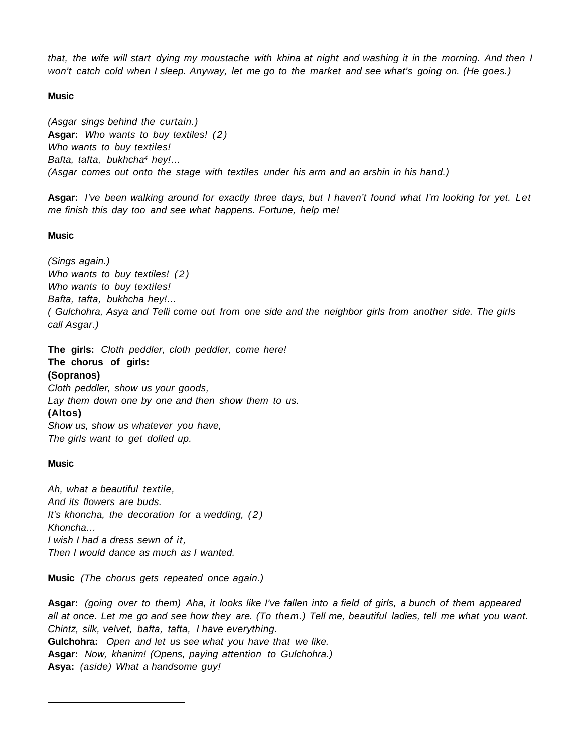*that, the wife will start dying my moustache with khina at night and washing it in the morning. And then I won't catch cold when I sleep. Anyway, let me go to the market and see what's going on. (He goes.)*

**Music**

*(Asgar sings behind the curtain.)*
**Asgar:** *Who wants to buy textiles! (2)*
*Who wants to buy textiles!*
*Bafta, tafta, bukhcha[4] hey!...*
*(Asgar comes out onto the stage with textiles under his arm and an arshin in his hand.)*

**Asgar:** *I've been walking around for exactly three days, but I haven't found what I'm looking for yet. Let me finish this day too and see what happens. Fortune, help me!*

**Music**

*(Sings again.)*
*Who wants to buy textiles! (2)*
*Who wants to buy textiles!*
*Bafta, tafta, bukhcha hey!...*
*( Gulchohra, Asya and Telli come out from one side and the neighbor girls from another side. The girls call Asgar.)*

**The girls:** *Cloth peddler, cloth peddler, come here!*
**The chorus of girls:**
**(Sopranos)**
*Cloth peddler, show us your goods,*
*Lay them down one by one and then show them to us.*
**(Altos)**
*Show us, show us whatever you have,*
*The girls want to get dolled up.*

**Music**

*Ah, what a beautiful textile,*
*And its flowers are buds.*
*It's khoncha, the decoration for a wedding, (2)*
*Khoncha...*
*I wish I had a dress sewn of it,*
*Then I would dance as much as I wanted.*

**Music** *(The chorus gets repeated once again.)*

**Asgar:** *(going over to them) Aha, it looks like I've fallen into a field of girls, a bunch of them appeared all at once. Let me go and see how they are. (To them.) Tell me, beautiful ladies, tell me what you want. Chintz, silk, velvet, bafta, tafta, I have everything.*
**Gulchohra:** *Open and let us see what you have that we like.*
**Asgar:** *Now, khanim! (Opens, paying attention to Gulchohra.)*
**Asya:** *(aside) What a handsome guy!*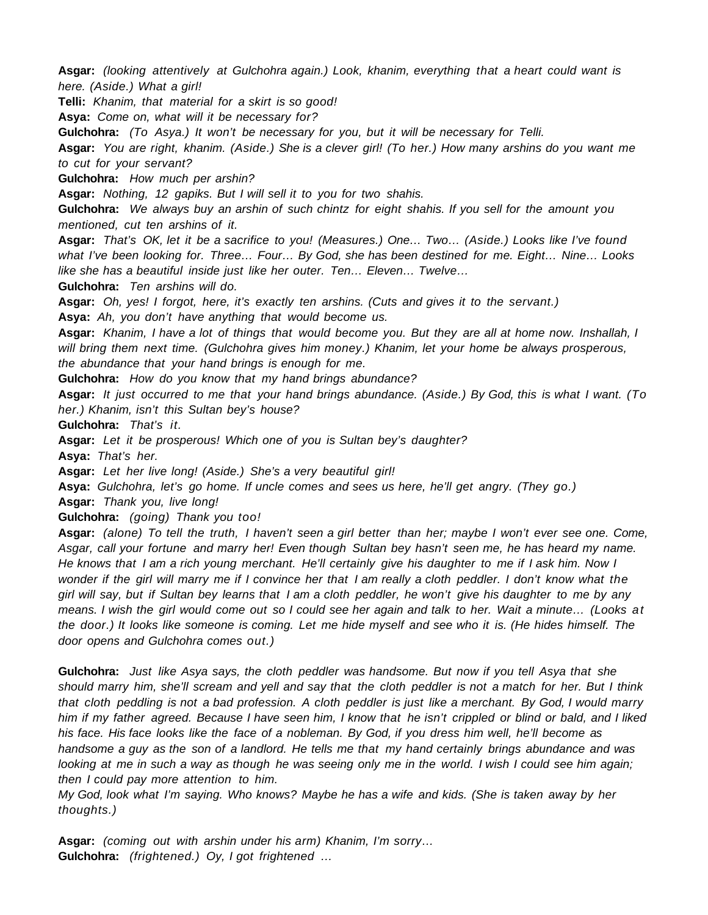**Asgar:** *(looking attentively at Gulchohra again.) Look, khanim, everything that a heart could want is here. (Aside.) What a girl!*

**Telli:** *Khanim, that material for a skirt is so good!*

**Asya:** *Come on, what will it be necessary for?*

**Gulchohra:** *(To Asya.) It won't be necessary for you, but it will be necessary for Telli.*

**Asgar:** *You are right, khanim. (Aside.) She is a clever girl! (To her.) How many arshins do you want me to cut for your servant?*

**Gulchohra:** *How much per arshin?*

**Asgar:** *Nothing, 12 gapiks. But I will sell it to you for two shahis.*

**Gulchohra:** *We always buy an arshin of such chintz for eight shahis. If you sell for the amount you mentioned, cut ten arshins of it.*

**Asgar:** *That's OK, let it be a sacrifice to you! (Measures.) One… Two… (Aside.) Looks like I've found what I've been looking for. Three… Four… By God, she has been destined for me. Eight… Nine… Looks like she has a beautiful inside just like her outer. Ten… Eleven… Twelve…*

**Gulchohra:** *Ten arshins will do.*

**Asgar:** *Oh, yes! I forgot, here, it's exactly ten arshins. (Cuts and gives it to the servant.)*

**Asya:** *Ah, you don't have anything that would become us.*

**Asgar:** *Khanim, I have a lot of things that would become you. But they are all at home now. Inshallah, I will bring them next time. (Gulchohra gives him money.) Khanim, let your home be always prosperous, the abundance that your hand brings is enough for me.*

**Gulchohra:** *How do you know that my hand brings abundance?*

**Asgar:** *It just occurred to me that your hand brings abundance. (Aside.) By God, this is what I want. (To her.) Khanim, isn't this Sultan bey's house?*

**Gulchohra:** *That's it.*

**Asgar:** *Let it be prosperous! Which one of you is Sultan bey's daughter?*

**Asya:** *That's her.*

**Asgar:** *Let her live long! (Aside.) She's a very beautiful girl!*

**Asya:** *Gulchohra, let's go home. If uncle comes and sees us here, he'll get angry. (They go.)*

**Asgar:** *Thank you, live long!*

**Gulchohra:** *(going) Thank you too!*

**Asgar:** *(alone) To tell the truth, I haven't seen a girl better than her; maybe I won't ever see one. Come, Asgar, call your fortune and marry her! Even though Sultan bey hasn't seen me, he has heard my name. He knows that I am a rich young merchant. He'll certainly give his daughter to me if I ask him. Now I wonder if the girl will marry me if I convince her that I am really a cloth peddler. I don't know what the girl will say, but if Sultan bey learns that I am a cloth peddler, he won't give his daughter to me by any means. I wish the girl would come out so I could see her again and talk to her. Wait a minute… (Looks at the door.) It looks like someone is coming. Let me hide myself and see who it is. (He hides himself. The door opens and Gulchohra comes out.)*

**Gulchohra:** *Just like Asya says, the cloth peddler was handsome. But now if you tell Asya that she should marry him, she'll scream and yell and say that the cloth peddler is not a match for her. But I think that cloth peddling is not a bad profession. A cloth peddler is just like a merchant. By God, I would marry him if my father agreed. Because I have seen him, I know that he isn't crippled or blind or bald, and I liked his face. His face looks like the face of a nobleman. By God, if you dress him well, he'll become as handsome a guy as the son of a landlord. He tells me that my hand certainly brings abundance and was looking at me in such a way as though he was seeing only me in the world. I wish I could see him again; then I could pay more attention to him.*

*My God, look what I'm saying. Who knows? Maybe he has a wife and kids. (She is taken away by her thoughts.)*

**Asgar:** *(coming out with arshin under his arm) Khanim, I'm sorry…*

**Gulchohra:** *(frightened.) Oy, I got frightened …*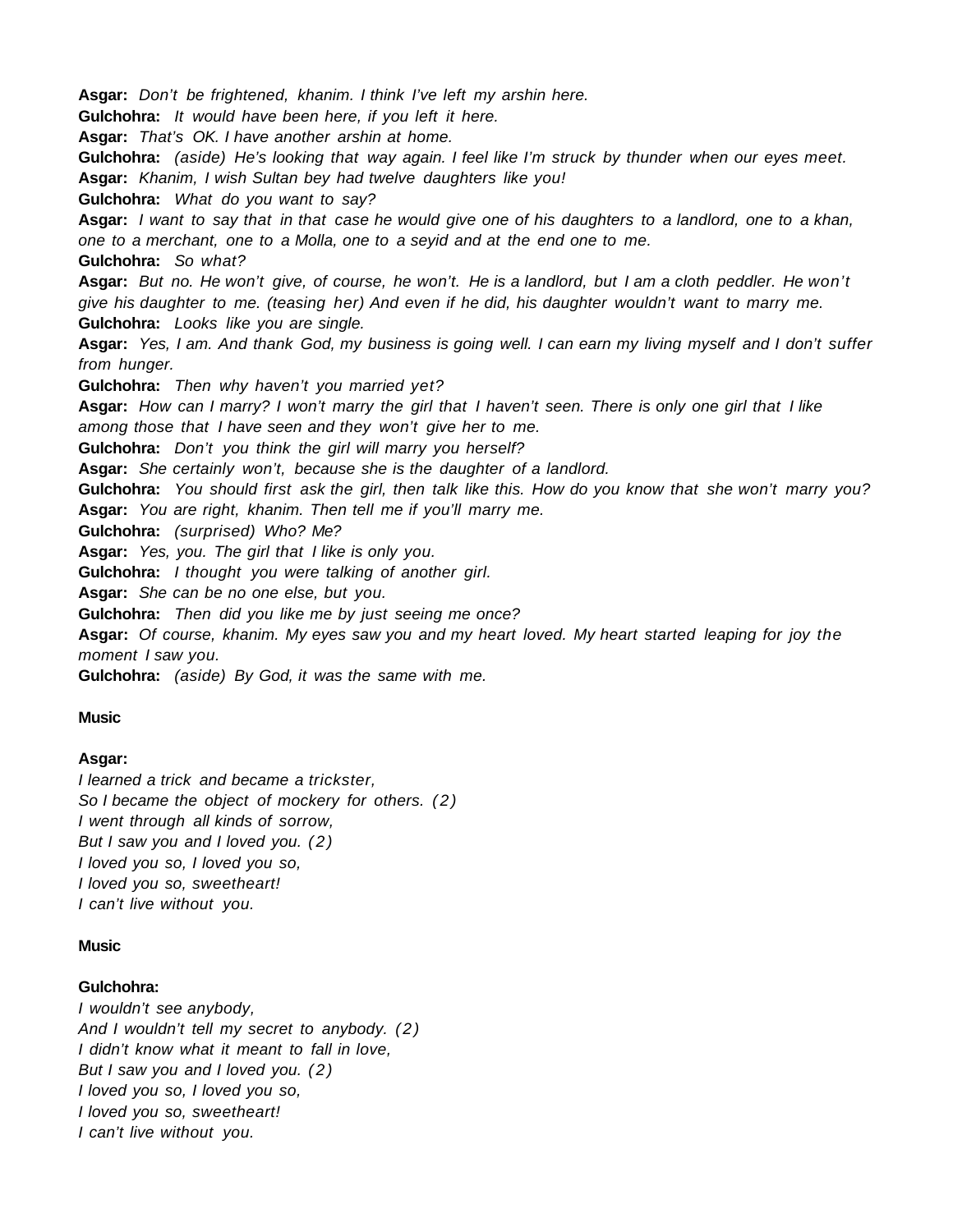**Asgar:** *Don't be frightened, khanim. I think I've left my arshin here.*
**Gulchohra:** *It would have been here, if you left it here.*
**Asgar:** *That's OK. I have another arshin at home.*
**Gulchohra:** *(aside) He's looking that way again. I feel like I'm struck by thunder when our eyes meet.*
**Asgar:** *Khanim, I wish Sultan bey had twelve daughters like you!*
**Gulchohra:** *What do you want to say?*
**Asgar:** *I want to say that in that case he would give one of his daughters to a landlord, one to a khan, one to a merchant, one to a Molla, one to a seyid and at the end one to me.*
**Gulchohra:** *So what?*
**Asgar:** *But no. He won't give, of course, he won't. He is a landlord, but I am a cloth peddler. He won't give his daughter to me. (teasing her) And even if he did, his daughter wouldn't want to marry me.*
**Gulchohra:** *Looks like you are single.*
**Asgar:** *Yes, I am. And thank God, my business is going well. I can earn my living myself and I don't suffer from hunger.*
**Gulchohra:** *Then why haven't you married yet?*
**Asgar:** *How can I marry? I won't marry the girl that I haven't seen. There is only one girl that I like among those that I have seen and they won't give her to me.*
**Gulchohra:** *Don't you think the girl will marry you herself?*
**Asgar:** *She certainly won't, because she is the daughter of a landlord.*
**Gulchohra:** *You should first ask the girl, then talk like this. How do you know that she won't marry you?*
**Asgar:** *You are right, khanim. Then tell me if you'll marry me.*
**Gulchohra:** *(surprised) Who? Me?*
**Asgar:** *Yes, you. The girl that I like is only you.*
**Gulchohra:** *I thought you were talking of another girl.*
**Asgar:** *She can be no one else, but you.*
**Gulchohra:** *Then did you like me by just seeing me once?*
**Asgar:** *Of course, khanim. My eyes saw you and my heart loved. My heart started leaping for joy the moment I saw you.*
**Gulchohra:** *(aside) By God, it was the same with me.*

**Music**

**Asgar:**
*I learned a trick and became a trickster,*
*So I became the object of mockery for others. (2)*
*I went through all kinds of sorrow,*
*But I saw you and I loved you. (2)*
*I loved you so, I loved you so,*
*I loved you so, sweetheart!*
*I can't live without you.*

**Music**

**Gulchohra:**
*I wouldn't see anybody,*
*And I wouldn't tell my secret to anybody. (2)*
*I didn't know what it meant to fall in love,*
*But I saw you and I loved you. (2)*
*I loved you so, I loved you so,*
*I loved you so, sweetheart!*
*I can't live without you.*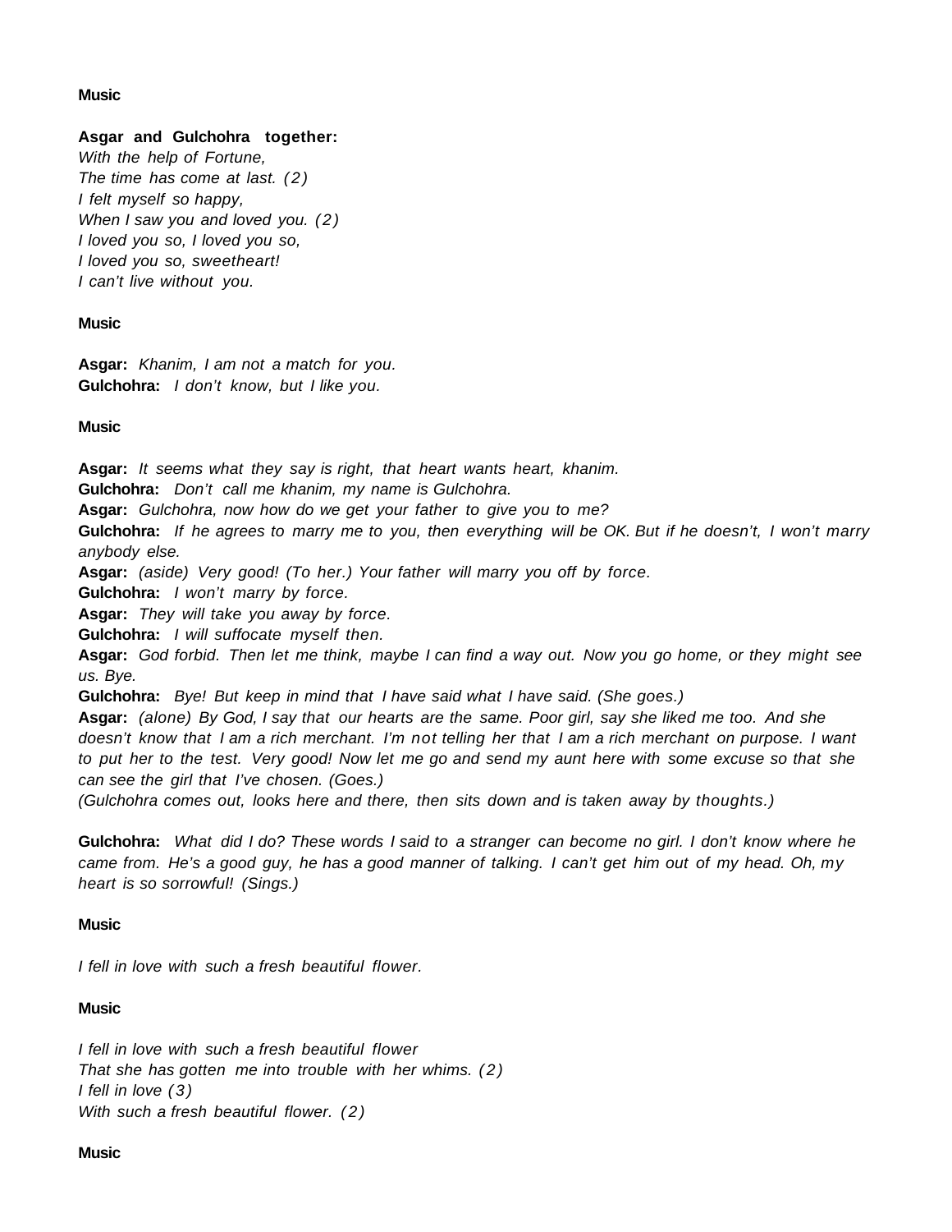**Music**

**Asgar and Gulchohra together:**
*With the help of Fortune,*
*The time has come at last. (2)*
*I felt myself so happy,*
*When I saw you and loved you. (2)*
*I loved you so, I loved you so,*
*I loved you so, sweetheart!*
*I can't live without you.*

**Music**

**Asgar:** *Khanim, I am not a match for you.*
**Gulchohra:** *I don't know, but I like you.*

**Music**

**Asgar:** *It seems what they say is right, that heart wants heart, khanim.*
**Gulchohra:** *Don't call me khanim, my name is Gulchohra.*
**Asgar:** *Gulchohra, now how do we get your father to give you to me?*
**Gulchohra:** *If he agrees to marry me to you, then everything will be OK. But if he doesn't, I won't marry anybody else.*
**Asgar:** *(aside) Very good! (To her.) Your father will marry you off by force.*
**Gulchohra:** *I won't marry by force.*
**Asgar:** *They will take you away by force.*
**Gulchohra:** *I will suffocate myself then.*
**Asgar:** *God forbid. Then let me think, maybe I can find a way out. Now you go home, or they might see us. Bye.*
**Gulchohra:** *Bye! But keep in mind that I have said what I have said. (She goes.)*
**Asgar:** *(alone) By God, I say that our hearts are the same. Poor girl, say she liked me too. And she doesn't know that I am a rich merchant. I'm not telling her that I am a rich merchant on purpose. I want to put her to the test. Very good! Now let me go and send my aunt here with some excuse so that she can see the girl that I've chosen. (Goes.)*
*(Gulchohra comes out, looks here and there, then sits down and is taken away by thoughts.)*

**Gulchohra:** *What did I do? These words I said to a stranger can become no girl. I don't know where he came from. He's a good guy, he has a good manner of talking. I can't get him out of my head. Oh, my heart is so sorrowful! (Sings.)*

**Music**

*I fell in love with such a fresh beautiful flower.*

**Music**

*I fell in love with such a fresh beautiful flower*
*That she has gotten me into trouble with her whims. (2)*
*I fell in love (3)*
*With such a fresh beautiful flower. (2)*

**Music**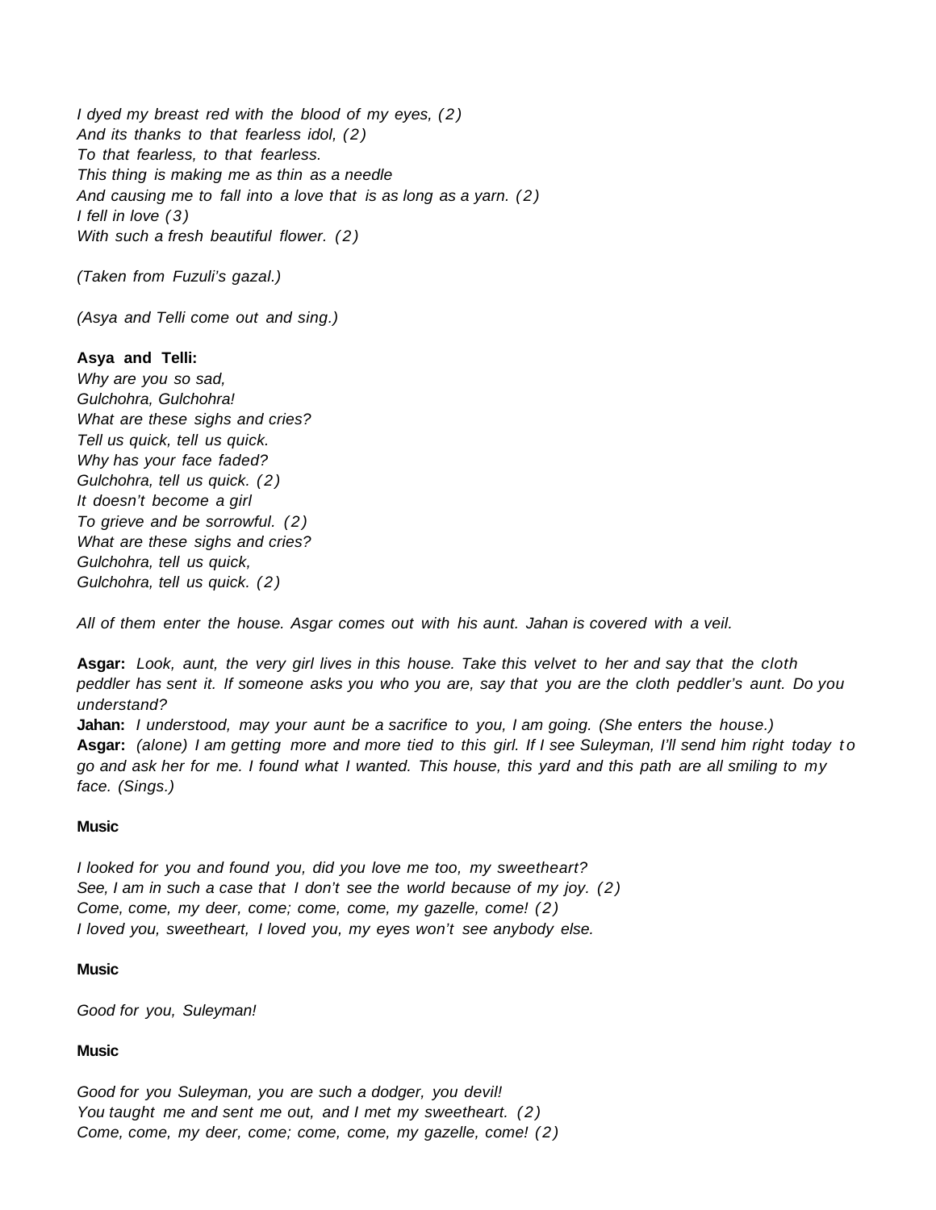*I dyed my breast red with the blood of my eyes, (2)*
*And its thanks to that fearless idol, (2)*
*To that fearless, to that fearless.*
*This thing is making me as thin as a needle*
*And causing me to fall into a love that is as long as a yarn. (2)*
*I fell in love (3)*
*With such a fresh beautiful flower. (2)*

*(Taken from Fuzuli's gazal.)*

*(Asya and Telli come out and sing.)*

**Asya and Telli:**
*Why are you so sad,*
*Gulchohra, Gulchohra!*
*What are these sighs and cries?*
*Tell us quick, tell us quick.*
*Why has your face faded?*
*Gulchohra, tell us quick. (2)*
*It doesn't become a girl*
*To grieve and be sorrowful. (2)*
*What are these sighs and cries?*
*Gulchohra, tell us quick,*
*Gulchohra, tell us quick. (2)*

*All of them enter the house. Asgar comes out with his aunt. Jahan is covered with a veil.*

**Asgar:** *Look, aunt, the very girl lives in this house. Take this velvet to her and say that the cloth peddler has sent it. If someone asks you who you are, say that you are the cloth peddler's aunt. Do you understand?*
**Jahan:** *I understood, may your aunt be a sacrifice to you, I am going. (She enters the house.)*
**Asgar:** *(alone) I am getting more and more tied to this girl. If I see Suleyman, I'll send him right today to go and ask her for me. I found what I wanted. This house, this yard and this path are all smiling to my face. (Sings.)*

**Music**

*I looked for you and found you, did you love me too, my sweetheart?*
*See, I am in such a case that I don't see the world because of my joy. (2)*
*Come, come, my deer, come; come, come, my gazelle, come! (2)*
*I loved you, sweetheart, I loved you, my eyes won't see anybody else.*

**Music**

*Good for you, Suleyman!*

**Music**

*Good for you Suleyman, you are such a dodger, you devil!*
*You taught me and sent me out, and I met my sweetheart. (2)*
*Come, come, my deer, come; come, come, my gazelle, come! (2)*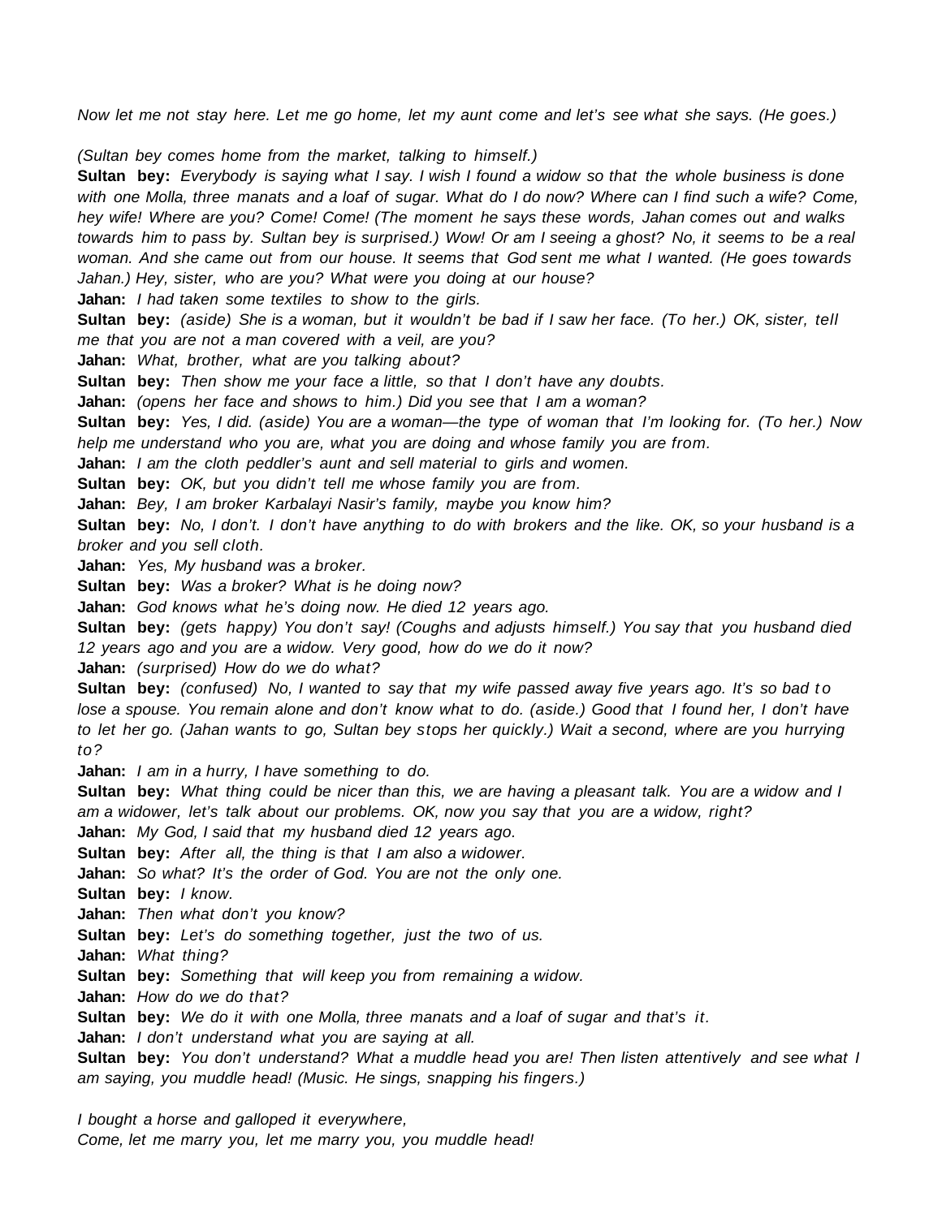*Now let me not stay here. Let me go home, let my aunt come and let's see what she says. (He goes.)*

*(Sultan bey comes home from the market, talking to himself.)*

**Sultan bey:** *Everybody is saying what I say. I wish I found a widow so that the whole business is done with one Molla, three manats and a loaf of sugar. What do I do now? Where can I find such a wife? Come, hey wife! Where are you? Come! Come! (The moment he says these words, Jahan comes out and walks towards him to pass by. Sultan bey is surprised.) Wow! Or am I seeing a ghost? No, it seems to be a real woman. And she came out from our house. It seems that God sent me what I wanted. (He goes towards Jahan.) Hey, sister, who are you? What were you doing at our house?*

**Jahan:** *I had taken some textiles to show to the girls.*

**Sultan bey:** *(aside) She is a woman, but it wouldn't be bad if I saw her face. (To her.) OK, sister, tell me that you are not a man covered with a veil, are you?*

**Jahan:** *What, brother, what are you talking about?*

**Sultan bey:** *Then show me your face a little, so that I don't have any doubts.*

**Jahan:** *(opens her face and shows to him.) Did you see that I am a woman?*

**Sultan bey:** *Yes, I did. (aside) You are a woman—the type of woman that I'm looking for. (To her.) Now help me understand who you are, what you are doing and whose family you are from.*

**Jahan:** *I am the cloth peddler's aunt and sell material to girls and women.*

**Sultan bey:** *OK, but you didn't tell me whose family you are from.*

**Jahan:** *Bey, I am broker Karbalayi Nasir's family, maybe you know him?*

**Sultan bey:** *No, I don't. I don't have anything to do with brokers and the like. OK, so your husband is a broker and you sell cloth.*

**Jahan:** *Yes, My husband was a broker.*

**Sultan bey:** *Was a broker? What is he doing now?*

**Jahan:** *God knows what he's doing now. He died 12 years ago.*

**Sultan bey:** *(gets happy) You don't say! (Coughs and adjusts himself.) You say that you husband died 12 years ago and you are a widow. Very good, how do we do it now?*

**Jahan:** *(surprised) How do we do what?*

**Sultan bey:** *(confused) No, I wanted to say that my wife passed away five years ago. It's so bad to lose a spouse. You remain alone and don't know what to do. (aside.) Good that I found her, I don't have to let her go. (Jahan wants to go, Sultan bey stops her quickly.) Wait a second, where are you hurrying to?*

**Jahan:** *I am in a hurry, I have something to do.*

**Sultan bey:** *What thing could be nicer than this, we are having a pleasant talk. You are a widow and I am a widower, let's talk about our problems. OK, now you say that you are a widow, right?*

**Jahan:** *My God, I said that my husband died 12 years ago.*

**Sultan bey:** *After all, the thing is that I am also a widower.*

**Jahan:** *So what? It's the order of God. You are not the only one.*

**Sultan bey:** *I know.*

**Jahan:** *Then what don't you know?*

**Sultan bey:** *Let's do something together, just the two of us.*

**Jahan:** *What thing?*

**Sultan bey:** *Something that will keep you from remaining a widow.*

**Jahan:** *How do we do that?*

**Sultan bey:** *We do it with one Molla, three manats and a loaf of sugar and that's it.*

**Jahan:** *I don't understand what you are saying at all.*

**Sultan bey:** *You don't understand? What a muddle head you are! Then listen attentively and see what I am saying, you muddle head! (Music. He sings, snapping his fingers.)*

*I bought a horse and galloped it everywhere,*
*Come, let me marry you, let me marry you, you muddle head!*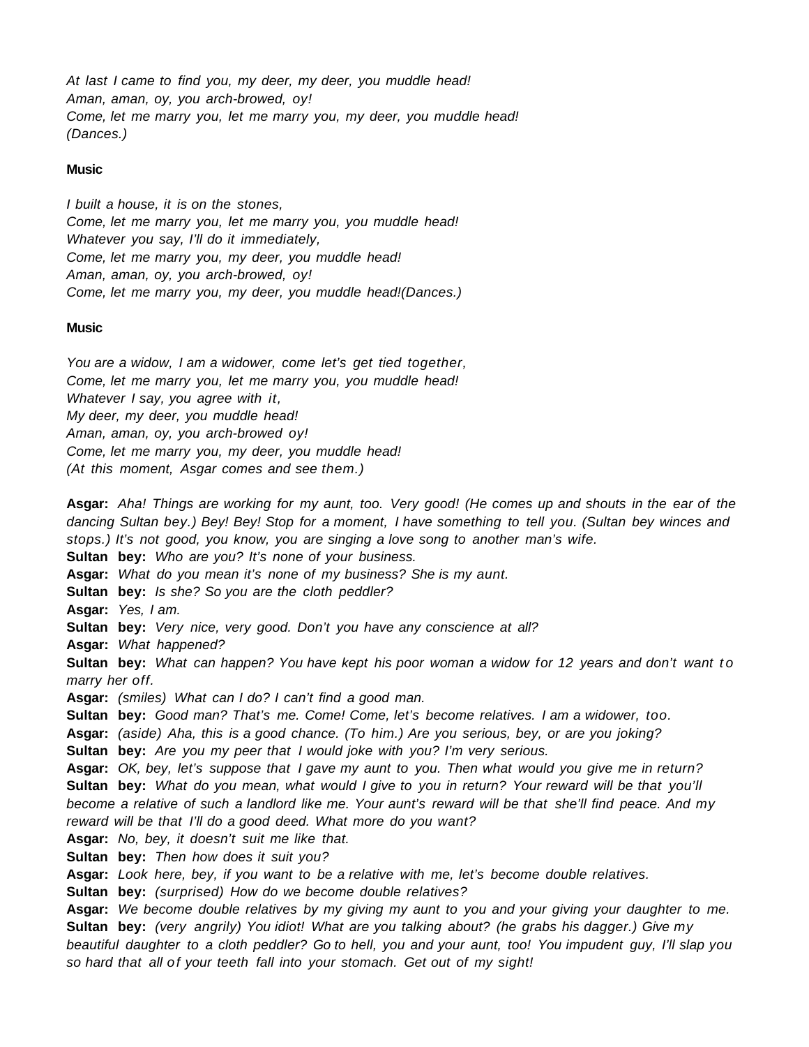*At last I came to find you, my deer, my deer, you muddle head!*
*Aman, aman, oy, you arch-browed, oy!*
*Come, let me marry you, let me marry you, my deer, you muddle head!*
*(Dances.)*

**Music**

*I built a house, it is on the stones,*
*Come, let me marry you, let me marry you, you muddle head!*
*Whatever you say, I'll do it immediately,*
*Come, let me marry you, my deer, you muddle head!*
*Aman, aman, oy, you arch-browed, oy!*
*Come, let me marry you, my deer, you muddle head!(Dances.)*

**Music**

*You are a widow, I am a widower, come let's get tied together,*
*Come, let me marry you, let me marry you, you muddle head!*
*Whatever I say, you agree with it,*
*My deer, my deer, you muddle head!*
*Aman, aman, oy, you arch-browed oy!*
*Come, let me marry you, my deer, you muddle head!*
*(At this moment, Asgar comes and see them.)*

**Asgar:** *Aha! Things are working for my aunt, too. Very good! (He comes up and shouts in the ear of the dancing Sultan bey.) Bey! Bey! Stop for a moment, I have something to tell you. (Sultan bey winces and stops.) It's not good, you know, you are singing a love song to another man's wife.*
**Sultan bey:** *Who are you? It's none of your business.*
**Asgar:** *What do you mean it's none of my business? She is my aunt.*
**Sultan bey:** *Is she? So you are the cloth peddler?*
**Asgar:** *Yes, I am.*
**Sultan bey:** *Very nice, very good. Don't you have any conscience at all?*
**Asgar:** *What happened?*
**Sultan bey:** *What can happen? You have kept his poor woman a widow for 12 years and don't want to marry her off.*
**Asgar:** *(smiles) What can I do? I can't find a good man.*
**Sultan bey:** *Good man? That's me. Come! Come, let's become relatives. I am a widower, too.*
**Asgar:** *(aside) Aha, this is a good chance. (To him.) Are you serious, bey, or are you joking?*
**Sultan bey:** *Are you my peer that I would joke with you? I'm very serious.*
**Asgar:** *OK, bey, let's suppose that I gave my aunt to you. Then what would you give me in return?*
**Sultan bey:** *What do you mean, what would I give to you in return? Your reward will be that you'll become a relative of such a landlord like me. Your aunt's reward will be that she'll find peace. And my reward will be that I'll do a good deed. What more do you want?*
**Asgar:** *No, bey, it doesn't suit me like that.*
**Sultan bey:** *Then how does it suit you?*
**Asgar:** *Look here, bey, if you want to be a relative with me, let's become double relatives.*
**Sultan bey:** *(surprised) How do we become double relatives?*
**Asgar:** *We become double relatives by my giving my aunt to you and your giving your daughter to me.*
**Sultan bey:** *(very angrily) You idiot! What are you talking about? (he grabs his dagger.) Give my beautiful daughter to a cloth peddler? Go to hell, you and your aunt, too! You impudent guy, I'll slap you so hard that all of your teeth fall into your stomach. Get out of my sight!*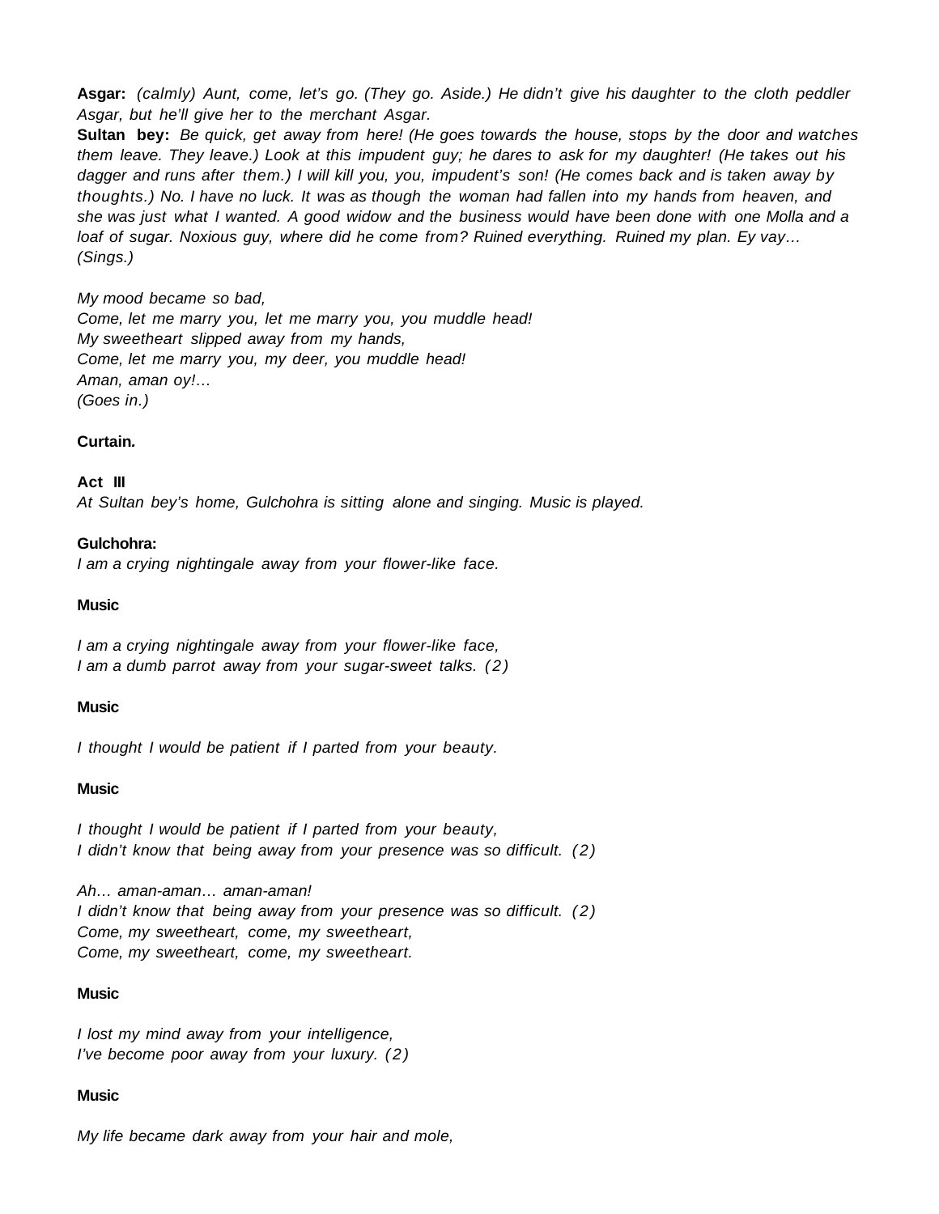**Asgar:** *(calmly) Aunt, come, let's go. (They go. Aside.) He didn't give his daughter to the cloth peddler Asgar, but he'll give her to the merchant Asgar.*

**Sultan bey:** *Be quick, get away from here! (He goes towards the house, stops by the door and watches them leave. They leave.) Look at this impudent guy; he dares to ask for my daughter! (He takes out his dagger and runs after them.) I will kill you, you, impudent's son! (He comes back and is taken away by thoughts.) No. I have no luck. It was as though the woman had fallen into my hands from heaven, and she was just what I wanted. A good widow and the business would have been done with one Molla and a loaf of sugar. Noxious guy, where did he come from? Ruined everything. Ruined my plan. Ey vay… (Sings.)*

*My mood became so bad,*
*Come, let me marry you, let me marry you, you muddle head!*
*My sweetheart slipped away from my hands,*
*Come, let me marry you, my deer, you muddle head!*
*Aman, aman oy!…*
*(Goes in.)*

**Curtain.**

**Act III**
*At Sultan bey's home, Gulchohra is sitting alone and singing. Music is played.*

**Gulchohra:**
*I am a crying nightingale away from your flower-like face.*

**Music**

*I am a crying nightingale away from your flower-like face,*
*I am a dumb parrot away from your sugar-sweet talks. (2)*

**Music**

*I thought I would be patient if I parted from your beauty.*

**Music**

*I thought I would be patient if I parted from your beauty,*
*I didn't know that being away from your presence was so difficult. (2)*

*Ah… aman-aman… aman-aman!*
*I didn't know that being away from your presence was so difficult. (2)*
*Come, my sweetheart, come, my sweetheart,*
*Come, my sweetheart, come, my sweetheart.*

**Music**

*I lost my mind away from your intelligence,*
*I've become poor away from your luxury. (2)*

**Music**

*My life became dark away from your hair and mole,*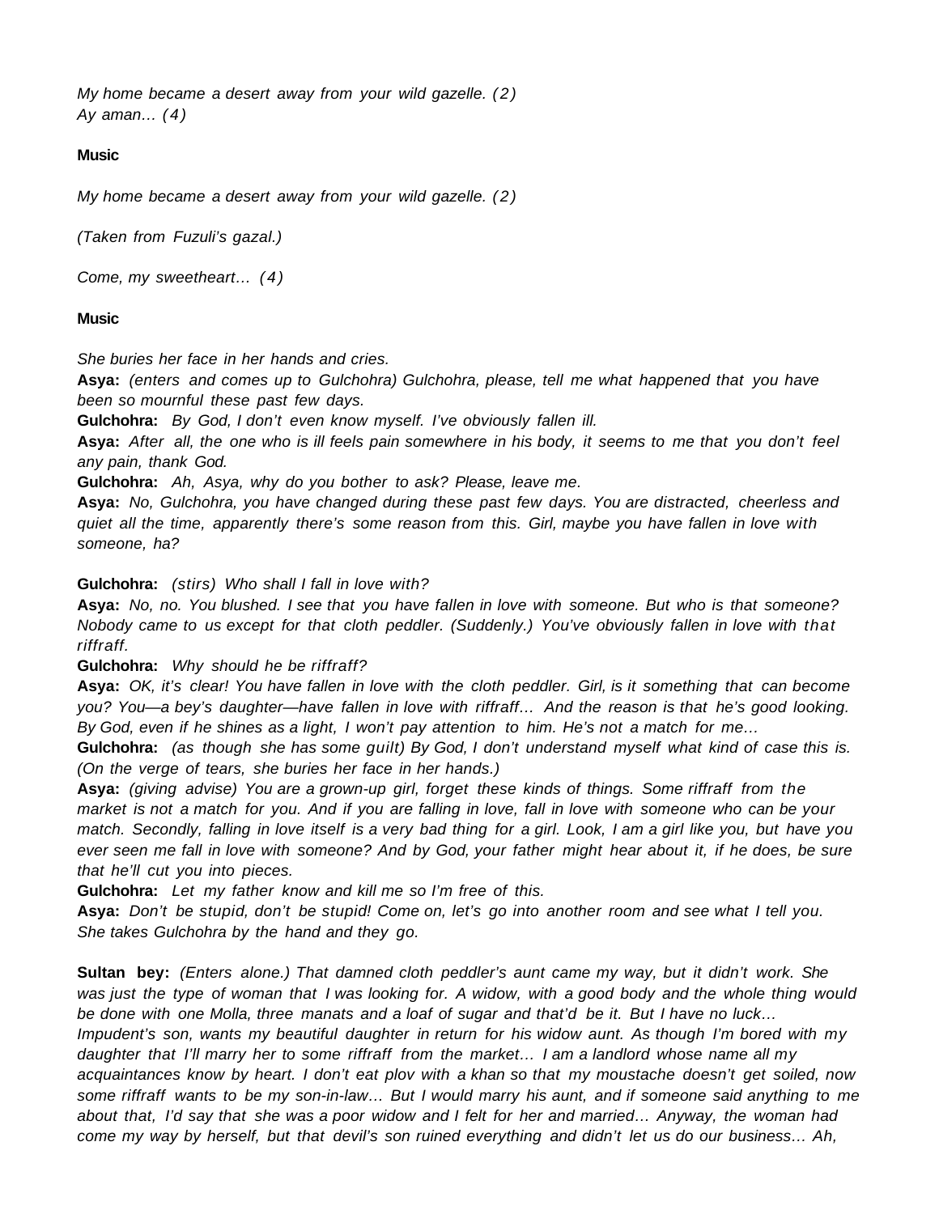*My home became a desert away from your wild gazelle. (2)*
*Ay aman… (4)*

**Music**

*My home became a desert away from your wild gazelle. (2)*

*(Taken from Fuzuli's gazal.)*

*Come, my sweetheart… (4)*

**Music**

*She buries her face in her hands and cries.*
**Asya:** *(enters and comes up to Gulchohra) Gulchohra, please, tell me what happened that you have been so mournful these past few days.*
**Gulchohra:** *By God, I don't even know myself. I've obviously fallen ill.*
**Asya:** *After all, the one who is ill feels pain somewhere in his body, it seems to me that you don't feel any pain, thank God.*
**Gulchohra:** *Ah, Asya, why do you bother to ask? Please, leave me.*
**Asya:** *No, Gulchohra, you have changed during these past few days. You are distracted, cheerless and quiet all the time, apparently there's some reason from this. Girl, maybe you have fallen in love with someone, ha?*

**Gulchohra:** *(stirs) Who shall I fall in love with?*
**Asya:** *No, no. You blushed. I see that you have fallen in love with someone. But who is that someone? Nobody came to us except for that cloth peddler. (Suddenly.) You've obviously fallen in love with that riffraff.*
**Gulchohra:** *Why should he be riffraff?*
**Asya:** *OK, it's clear! You have fallen in love with the cloth peddler. Girl, is it something that can become you? You—a bey's daughter—have fallen in love with riffraff… And the reason is that he's good looking. By God, even if he shines as a light, I won't pay attention to him. He's not a match for me…*
**Gulchohra:** *(as though she has some guilt) By God, I don't understand myself what kind of case this is. (On the verge of tears, she buries her face in her hands.)*
**Asya:** *(giving advise) You are a grown-up girl, forget these kinds of things. Some riffraff from the market is not a match for you. And if you are falling in love, fall in love with someone who can be your match. Secondly, falling in love itself is a very bad thing for a girl. Look, I am a girl like you, but have you ever seen me fall in love with someone? And by God, your father might hear about it, if he does, be sure that he'll cut you into pieces.*
**Gulchohra:** *Let my father know and kill me so I'm free of this.*
**Asya:** *Don't be stupid, don't be stupid! Come on, let's go into another room and see what I tell you.*
*She takes Gulchohra by the hand and they go.*

**Sultan bey:** *(Enters alone.) That damned cloth peddler's aunt came my way, but it didn't work. She was just the type of woman that I was looking for. A widow, with a good body and the whole thing would be done with one Molla, three manats and a loaf of sugar and that'd be it. But I have no luck… Impudent's son, wants my beautiful daughter in return for his widow aunt. As though I'm bored with my daughter that I'll marry her to some riffraff from the market… I am a landlord whose name all my acquaintances know by heart. I don't eat plov with a khan so that my moustache doesn't get soiled, now some riffraff wants to be my son-in-law… But I would marry his aunt, and if someone said anything to me about that, I'd say that she was a poor widow and I felt for her and married… Anyway, the woman had come my way by herself, but that devil's son ruined everything and didn't let us do our business… Ah,*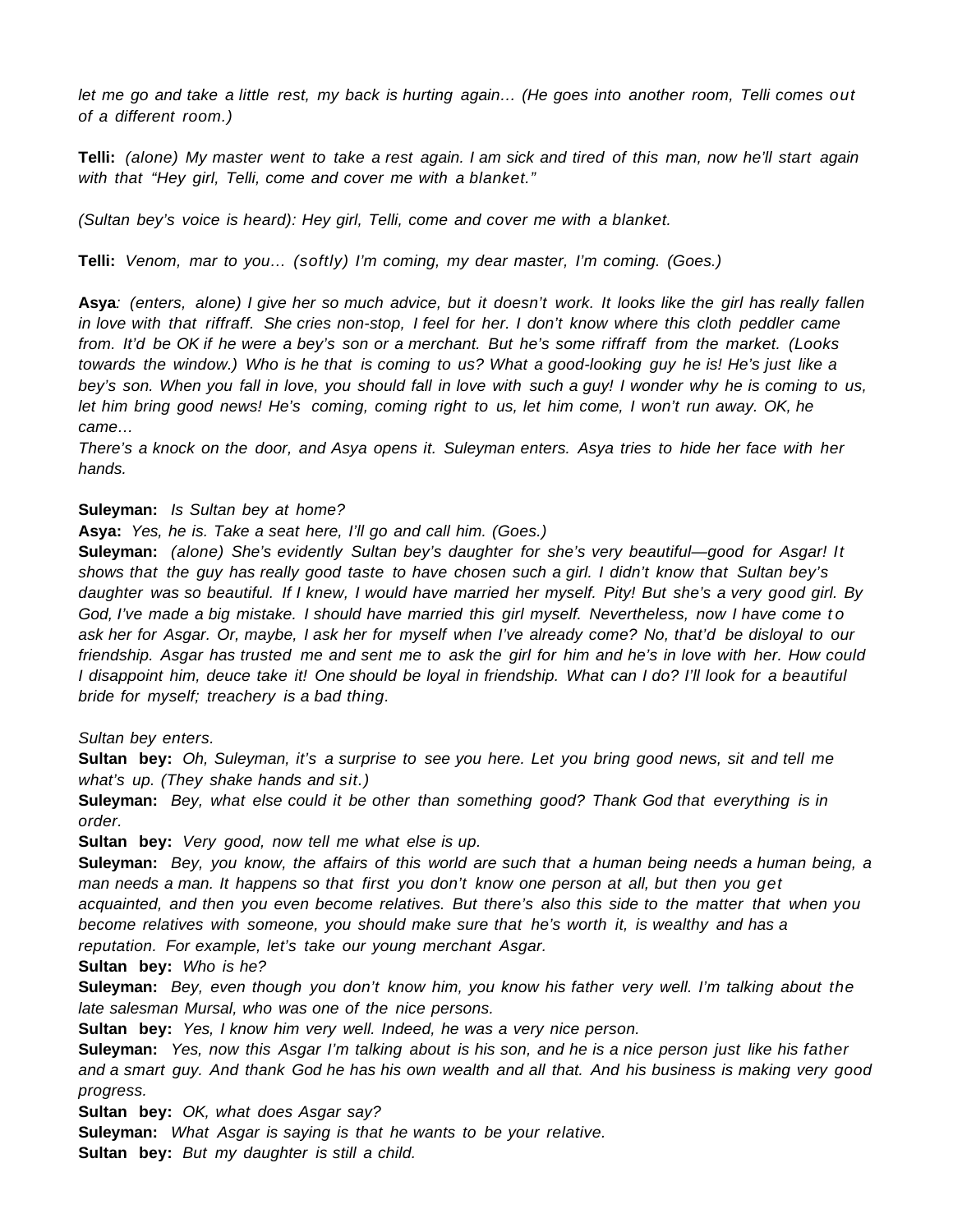*let me go and take a little rest, my back is hurting again… (He goes into another room, Telli comes out of a different room.)*

**Telli:** *(alone) My master went to take a rest again. I am sick and tired of this man, now he'll start again with that "Hey girl, Telli, come and cover me with a blanket."*

*(Sultan bey's voice is heard): Hey girl, Telli, come and cover me with a blanket.*

**Telli:** *Venom, mar to you… (softly) I'm coming, my dear master, I'm coming. (Goes.)*

**Asya***: (enters, alone) I give her so much advice, but it doesn't work. It looks like the girl has really fallen in love with that riffraff. She cries non-stop, I feel for her. I don't know where this cloth peddler came from. It'd be OK if he were a bey's son or a merchant. But he's some riffraff from the market. (Looks towards the window.) Who is he that is coming to us? What a good-looking guy he is! He's just like a bey's son. When you fall in love, you should fall in love with such a guy! I wonder why he is coming to us, let him bring good news! He's coming, coming right to us, let him come, I won't run away. OK, he came…*

*There's a knock on the door, and Asya opens it. Suleyman enters. Asya tries to hide her face with her hands.*

**Suleyman:** *Is Sultan bey at home?*

**Asya:** *Yes, he is. Take a seat here, I'll go and call him. (Goes.)*

**Suleyman:** *(alone) She's evidently Sultan bey's daughter for she's very beautiful—good for Asgar! It shows that the guy has really good taste to have chosen such a girl. I didn't know that Sultan bey's daughter was so beautiful. If I knew, I would have married her myself. Pity! But she's a very good girl. By God, I've made a big mistake. I should have married this girl myself. Nevertheless, now I have come to ask her for Asgar. Or, maybe, I ask her for myself when I've already come? No, that'd be disloyal to our friendship. Asgar has trusted me and sent me to ask the girl for him and he's in love with her. How could I disappoint him, deuce take it! One should be loyal in friendship. What can I do? I'll look for a beautiful bride for myself; treachery is a bad thing.*

*Sultan bey enters.*

**Sultan bey:** *Oh, Suleyman, it's a surprise to see you here. Let you bring good news, sit and tell me what's up. (They shake hands and sit.)*

**Suleyman:** *Bey, what else could it be other than something good? Thank God that everything is in order.*

**Sultan bey:** *Very good, now tell me what else is up.*

**Suleyman:** *Bey, you know, the affairs of this world are such that a human being needs a human being, a man needs a man. It happens so that first you don't know one person at all, but then you get acquainted, and then you even become relatives. But there's also this side to the matter that when you become relatives with someone, you should make sure that he's worth it, is wealthy and has a reputation. For example, let's take our young merchant Asgar.*

**Sultan bey:** *Who is he?*

**Suleyman:** *Bey, even though you don't know him, you know his father very well. I'm talking about the late salesman Mursal, who was one of the nice persons.*

**Sultan bey:** *Yes, I know him very well. Indeed, he was a very nice person.*

**Suleyman:** *Yes, now this Asgar I'm talking about is his son, and he is a nice person just like his father and a smart guy. And thank God he has his own wealth and all that. And his business is making very good progress.*

**Sultan bey:** *OK, what does Asgar say?*

**Suleyman:** *What Asgar is saying is that he wants to be your relative.*

**Sultan bey:** *But my daughter is still a child.*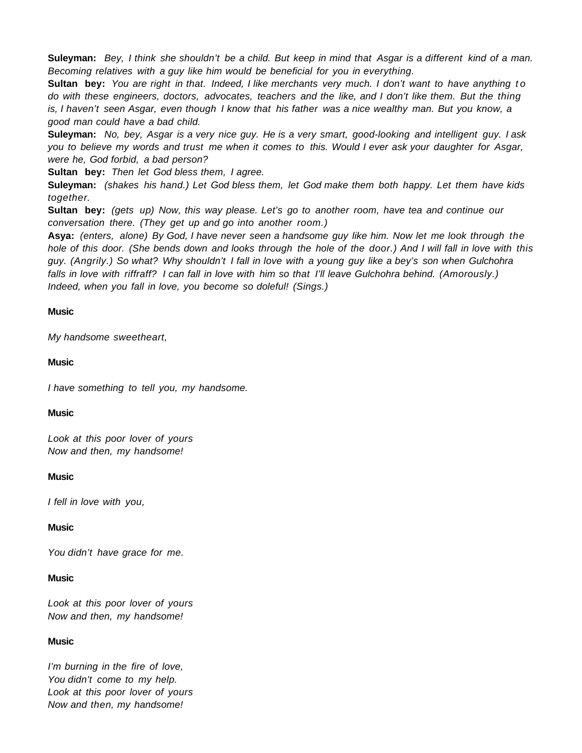**Suleyman:** *Bey, I think she shouldn't be a child. But keep in mind that Asgar is a different kind of a man. Becoming relatives with a guy like him would be beneficial for you in everything.*

**Sultan bey:** *You are right in that. Indeed, I like merchants very much. I don't want to have anything to do with these engineers, doctors, advocates, teachers and the like, and I don't like them. But the thing is, I haven't seen Asgar, even though I know that his father was a nice wealthy man. But you know, a good man could have a bad child.*

**Suleyman:** *No, bey, Asgar is a very nice guy. He is a very smart, good-looking and intelligent guy. I ask you to believe my words and trust me when it comes to this. Would I ever ask your daughter for Asgar, were he, God forbid, a bad person?*

**Sultan bey:** *Then let God bless them, I agree.*

**Suleyman:** *(shakes his hand.) Let God bless them, let God make them both happy. Let them have kids together.*

**Sultan bey:** *(gets up) Now, this way please. Let's go to another room, have tea and continue our conversation there. (They get up and go into another room.)*

**Asya:** *(enters, alone) By God, I have never seen a handsome guy like him. Now let me look through the hole of this door. (She bends down and looks through the hole of the door.) And I will fall in love with this guy. (Angrily.) So what? Why shouldn't I fall in love with a young guy like a bey's son when Gulchohra falls in love with riffraff? I can fall in love with him so that I'll leave Gulchohra behind. (Amorously.) Indeed, when you fall in love, you become so doleful! (Sings.)*

**Music**

*My handsome sweetheart,*

**Music**

*I have something to tell you, my handsome.*

**Music**

*Look at this poor lover of yours*
*Now and then, my handsome!*

**Music**

*I fell in love with you,*

**Music**

*You didn't have grace for me.*

**Music**

*Look at this poor lover of yours*
*Now and then, my handsome!*

**Music**

*I'm burning in the fire of love,*
*You didn't come to my help.*
*Look at this poor lover of yours*
*Now and then, my handsome!*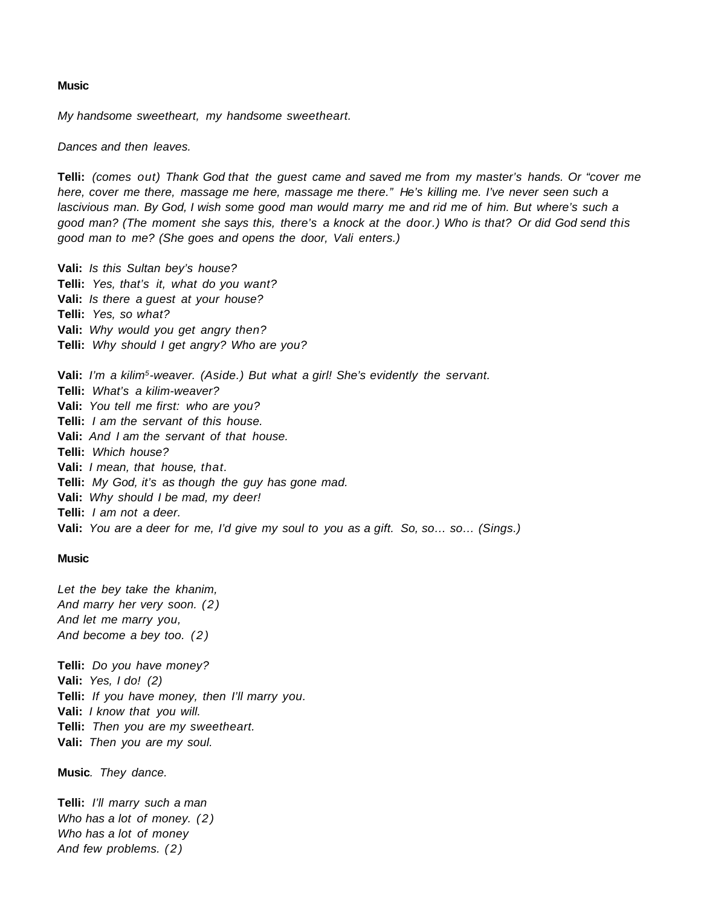**Music**

*My handsome sweetheart, my handsome sweetheart.*

*Dances and then leaves.*

**Telli:** *(comes out) Thank God that the guest came and saved me from my master's hands. Or "cover me here, cover me there, massage me here, massage me there." He's killing me. I've never seen such a lascivious man. By God, I wish some good man would marry me and rid me of him. But where's such a good man? (The moment she says this, there's a knock at the door.) Who is that? Or did God send this good man to me? (She goes and opens the door, Vali enters.)*

**Vali:** *Is this Sultan bey's house?*
**Telli:** *Yes, that's it, what do you want?*
**Vali:** *Is there a guest at your house?*
**Telli:** *Yes, so what?*
**Vali:** *Why would you get angry then?*
**Telli:** *Why should I get angry? Who are you?*

**Vali:** *I'm a kilim[5]-weaver. (Aside.) But what a girl! She's evidently the servant.*
**Telli:** *What's a kilim-weaver?*
**Vali:** *You tell me first: who are you?*
**Telli:** *I am the servant of this house.*
**Vali:** *And I am the servant of that house.*
**Telli:** *Which house?*
**Vali:** *I mean, that house, that.*
**Telli:** *My God, it's as though the guy has gone mad.*
**Vali:** *Why should I be mad, my deer!*
**Telli:** *I am not a deer.*
**Vali:** *You are a deer for me, I'd give my soul to you as a gift. So, so… so… (Sings.)*

**Music**

*Let the bey take the khanim,*
*And marry her very soon. (2)*
*And let me marry you,*
*And become a bey too. (2)*

**Telli:** *Do you have money?*
**Vali:** *Yes, I do! (2)*
**Telli:** *If you have money, then I'll marry you.*
**Vali:** *I know that you will.*
**Telli:** *Then you are my sweetheart.*
**Vali:** *Then you are my soul.*

**Music***. They dance.*

**Telli:** *I'll marry such a man*
*Who has a lot of money. (2)*
*Who has a lot of money*
*And few problems. (2)*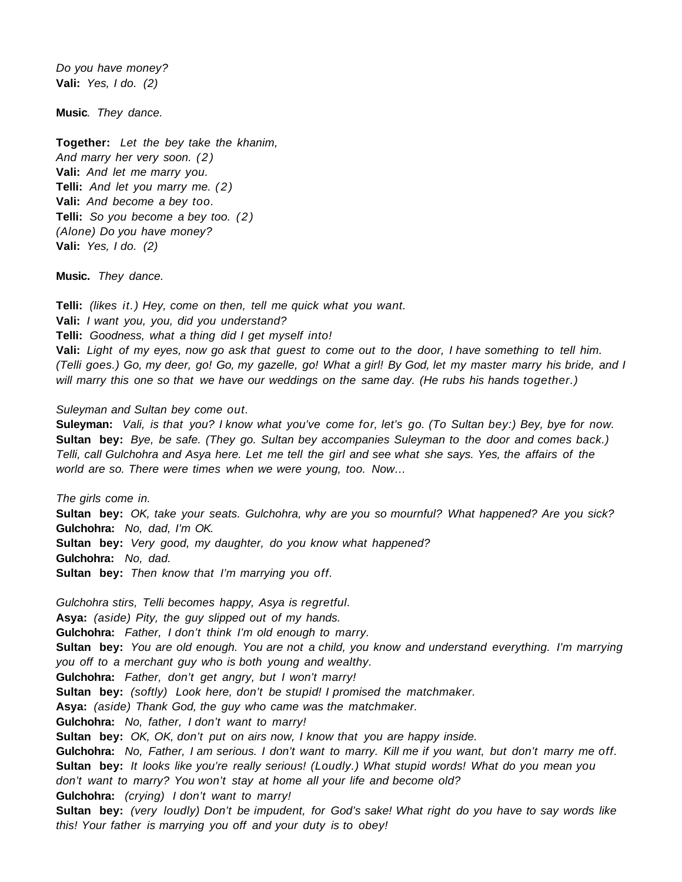*Do you have money?*
**Vali:** *Yes, I do. (2)*

**Music**. *They dance.*

**Together:** *Let the bey take the khanim,*
*And marry her very soon. (2)*
**Vali:** *And let me marry you.*
**Telli:** *And let you marry me. (2)*
**Vali:** *And become a bey too.*
**Telli:** *So you become a bey too. (2)*
*(Alone) Do you have money?*
**Vali:** *Yes, I do. (2)*

**Music.** *They dance.*

**Telli:** *(likes it.) Hey, come on then, tell me quick what you want.*
**Vali:** *I want you, you, did you understand?*
**Telli:** *Goodness, what a thing did I get myself into!*
**Vali:** *Light of my eyes, now go ask that guest to come out to the door, I have something to tell him. (Telli goes.) Go, my deer, go! Go, my gazelle, go! What a girl! By God, let my master marry his bride, and I will marry this one so that we have our weddings on the same day. (He rubs his hands together.)*

*Suleyman and Sultan bey come out.*
**Suleyman:** *Vali, is that you? I know what you've come for, let's go. (To Sultan bey:) Bey, bye for now.*
**Sultan bey:** *Bye, be safe. (They go. Sultan bey accompanies Suleyman to the door and comes back.) Telli, call Gulchohra and Asya here. Let me tell the girl and see what she says. Yes, the affairs of the world are so. There were times when we were young, too. Now...*

*The girls come in.*
**Sultan bey:** *OK, take your seats. Gulchohra, why are you so mournful? What happened? Are you sick?*
**Gulchohra:** *No, dad, I'm OK.*
**Sultan bey:** *Very good, my daughter, do you know what happened?*
**Gulchohra:** *No, dad.*
**Sultan bey:** *Then know that I'm marrying you off.*

*Gulchohra stirs, Telli becomes happy, Asya is regretful.*
**Asya:** *(aside) Pity, the guy slipped out of my hands.*
**Gulchohra:** *Father, I don't think I'm old enough to marry.*
**Sultan bey:** *You are old enough. You are not a child, you know and understand everything. I'm marrying you off to a merchant guy who is both young and wealthy.*
**Gulchohra:** *Father, don't get angry, but I won't marry!*
**Sultan bey:** *(softly) Look here, don't be stupid! I promised the matchmaker.*
**Asya:** *(aside) Thank God, the guy who came was the matchmaker.*
**Gulchohra:** *No, father, I don't want to marry!*
**Sultan bey:** *OK, OK, don't put on airs now, I know that you are happy inside.*
**Gulchohra:** *No, Father, I am serious. I don't want to marry. Kill me if you want, but don't marry me off.*
**Sultan bey:** *It looks like you're really serious! (Loudly.) What stupid words! What do you mean you don't want to marry? You won't stay at home all your life and become old?*
**Gulchohra:** *(crying) I don't want to marry!*
**Sultan bey:** *(very loudly) Don't be impudent, for God's sake! What right do you have to say words like this! Your father is marrying you off and your duty is to obey!*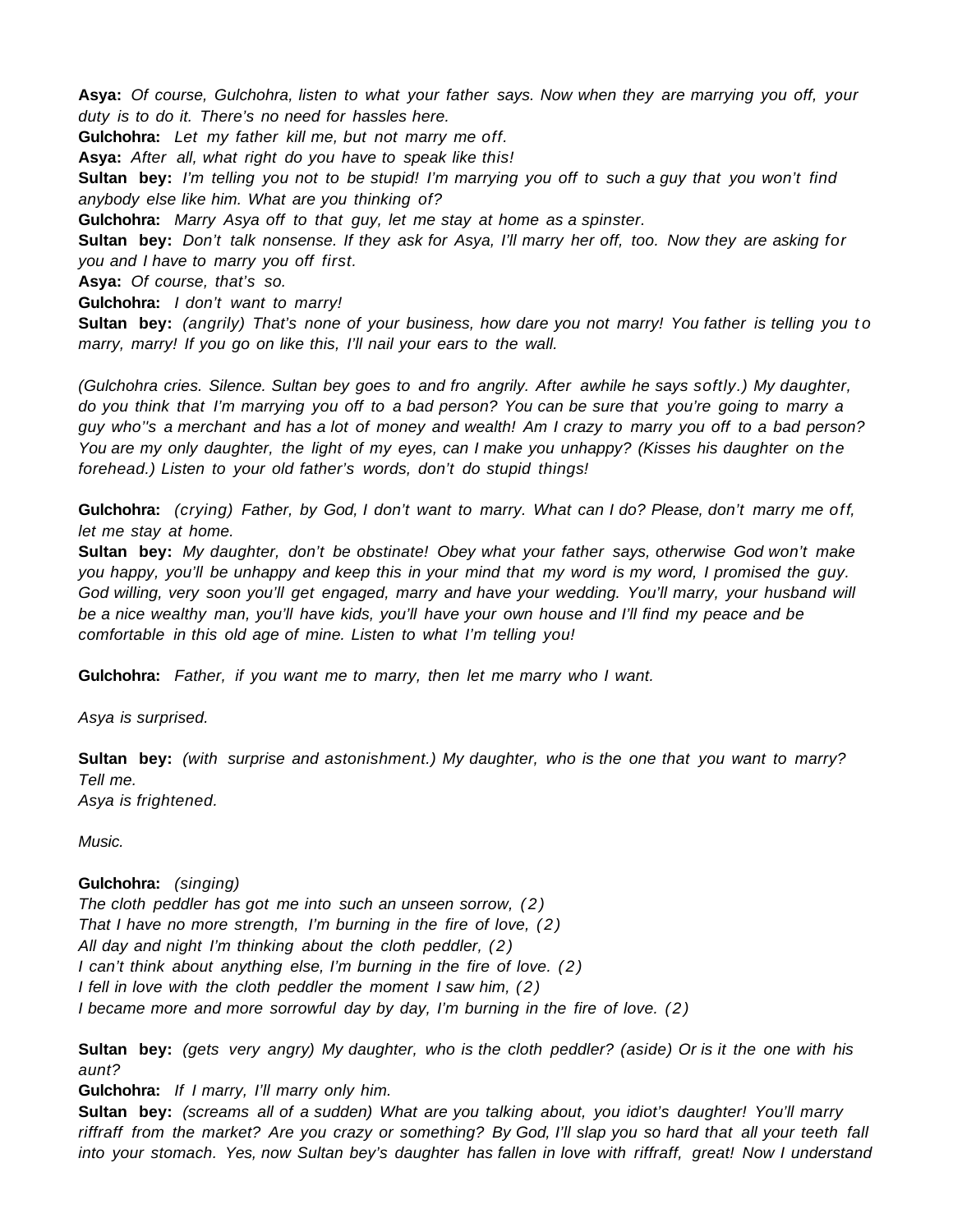**Asya:** *Of course, Gulchohra, listen to what your father says. Now when they are marrying you off, your duty is to do it. There's no need for hassles here.*

**Gulchohra:** *Let my father kill me, but not marry me off.*

**Asya:** *After all, what right do you have to speak like this!*

**Sultan bey:** *I'm telling you not to be stupid! I'm marrying you off to such a guy that you won't find anybody else like him. What are you thinking of?*

**Gulchohra:** *Marry Asya off to that guy, let me stay at home as a spinster.*

**Sultan bey:** *Don't talk nonsense. If they ask for Asya, I'll marry her off, too. Now they are asking for you and I have to marry you off first.*

**Asya:** *Of course, that's so.*

**Gulchohra:** *I don't want to marry!*

**Sultan bey:** *(angrily) That's none of your business, how dare you not marry! You father is telling you to marry, marry! If you go on like this, I'll nail your ears to the wall.*

*(Gulchohra cries. Silence. Sultan bey goes to and fro angrily. After awhile he says softly.) My daughter, do you think that I'm marrying you off to a bad person? You can be sure that you're going to marry a guy who''s a merchant and has a lot of money and wealth! Am I crazy to marry you off to a bad person? You are my only daughter, the light of my eyes, can I make you unhappy? (Kisses his daughter on the forehead.) Listen to your old father's words, don't do stupid things!*

**Gulchohra:** *(crying) Father, by God, I don't want to marry. What can I do? Please, don't marry me off, let me stay at home.*

**Sultan bey:** *My daughter, don't be obstinate! Obey what your father says, otherwise God won't make you happy, you'll be unhappy and keep this in your mind that my word is my word, I promised the guy. God willing, very soon you'll get engaged, marry and have your wedding. You'll marry, your husband will be a nice wealthy man, you'll have kids, you'll have your own house and I'll find my peace and be comfortable in this old age of mine. Listen to what I'm telling you!*

**Gulchohra:** *Father, if you want me to marry, then let me marry who I want.*

*Asya is surprised.*

**Sultan bey:** *(with surprise and astonishment.) My daughter, who is the one that you want to marry? Tell me.*

*Asya is frightened.*

*Music.*

**Gulchohra:** *(singing)*

*The cloth peddler has got me into such an unseen sorrow, (2)*
*That I have no more strength, I'm burning in the fire of love, (2)*
*All day and night I'm thinking about the cloth peddler, (2)*
*I can't think about anything else, I'm burning in the fire of love. (2)*
*I fell in love with the cloth peddler the moment I saw him, (2)*
*I became more and more sorrowful day by day, I'm burning in the fire of love. (2)*

**Sultan bey:** *(gets very angry) My daughter, who is the cloth peddler? (aside) Or is it the one with his aunt?*

**Gulchohra:** *If I marry, I'll marry only him.*

**Sultan bey:** *(screams all of a sudden) What are you talking about, you idiot's daughter! You'll marry riffraff from the market? Are you crazy or something? By God, I'll slap you so hard that all your teeth fall into your stomach. Yes, now Sultan bey's daughter has fallen in love with riffraff, great! Now I understand*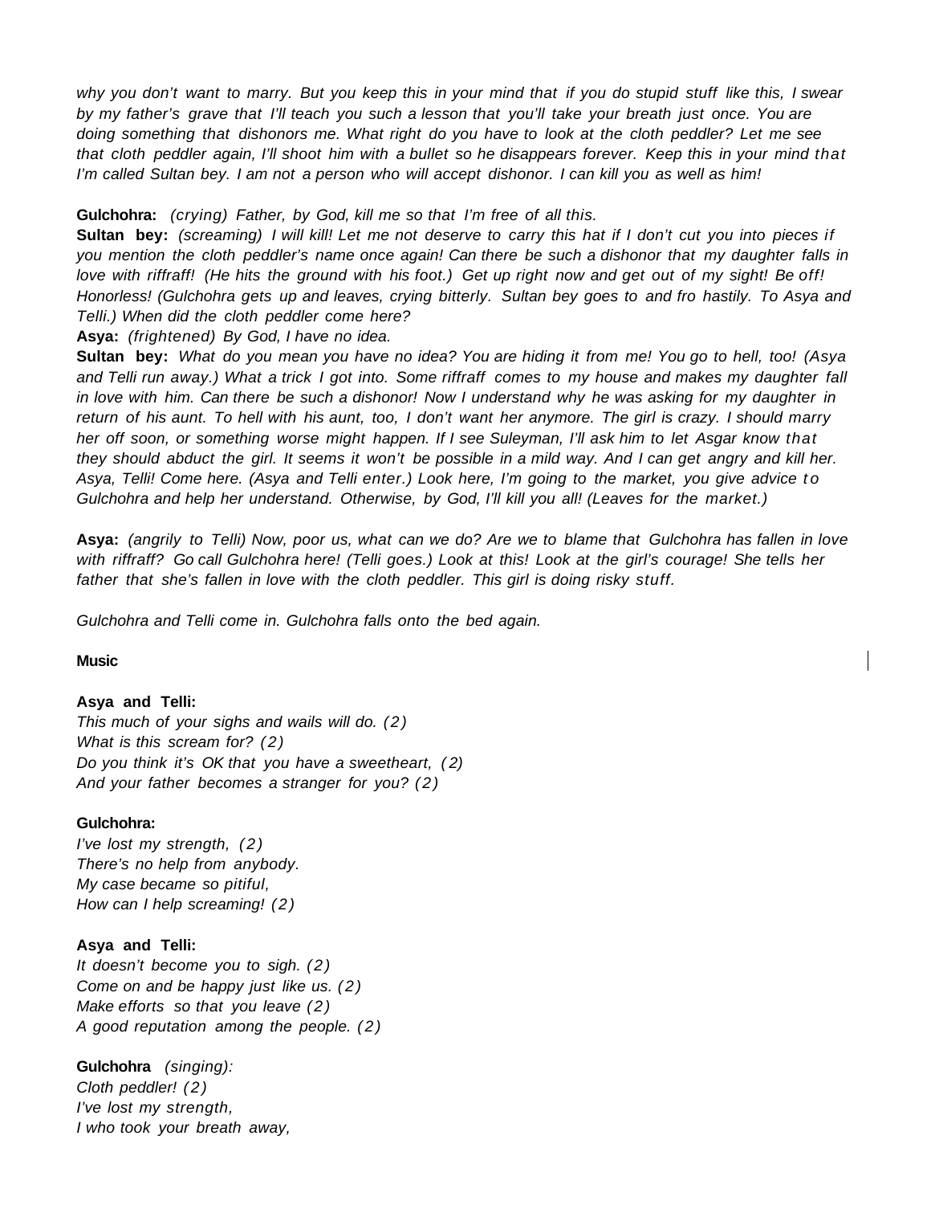*why you don't want to marry. But you keep this in your mind that if you do stupid stuff like this, I swear by my father's grave that I'll teach you such a lesson that you'll take your breath just once. You are doing something that dishonors me. What right do you have to look at the cloth peddler? Let me see that cloth peddler again, I'll shoot him with a bullet so he disappears forever. Keep this in your mind that I'm called Sultan bey. I am not a person who will accept dishonor. I can kill you as well as him!*

**Gulchohra:** *(crying) Father, by God, kill me so that I'm free of all this.*
**Sultan bey:** *(screaming) I will kill! Let me not deserve to carry this hat if I don't cut you into pieces if you mention the cloth peddler's name once again! Can there be such a dishonor that my daughter falls in love with riffraff! (He hits the ground with his foot.) Get up right now and get out of my sight! Be off! Honorless! (Gulchohra gets up and leaves, crying bitterly. Sultan bey goes to and fro hastily. To Asya and Telli.) When did the cloth peddler come here?*
**Asya:** *(frightened) By God, I have no idea.*
**Sultan bey:** *What do you mean you have no idea? You are hiding it from me! You go to hell, too! (Asya and Telli run away.) What a trick I got into. Some riffraff comes to my house and makes my daughter fall in love with him. Can there be such a dishonor! Now I understand why he was asking for my daughter in return of his aunt. To hell with his aunt, too, I don't want her anymore. The girl is crazy. I should marry her off soon, or something worse might happen. If I see Suleyman, I'll ask him to let Asgar know that they should abduct the girl. It seems it won't be possible in a mild way. And I can get angry and kill her. Asya, Telli! Come here. (Asya and Telli enter.) Look here, I'm going to the market, you give advice to Gulchohra and help her understand. Otherwise, by God, I'll kill you all! (Leaves for the market.)*

**Asya:** *(angrily to Telli) Now, poor us, what can we do? Are we to blame that Gulchohra has fallen in love with riffraff? Go call Gulchohra here! (Telli goes.) Look at this! Look at the girl's courage! She tells her father that she's fallen in love with the cloth peddler. This girl is doing risky stuff.*

*Gulchohra and Telli come in. Gulchohra falls onto the bed again.*

**Music**

**Asya and Telli:**
*This much of your sighs and wails will do. (2)*
*What is this scream for? (2)*
*Do you think it's OK that you have a sweetheart, (2)*
*And your father becomes a stranger for you? (2)*

**Gulchohra:**
*I've lost my strength, (2)*
*There's no help from anybody.*
*My case became so pitiful,*
*How can I help screaming! (2)*

**Asya and Telli:**
*It doesn't become you to sigh. (2)*
*Come on and be happy just like us. (2)*
*Make efforts so that you leave (2)*
*A good reputation among the people. (2)*

**Gulchohra** *(singing):*
*Cloth peddler! (2)*
*I've lost my strength,*
*I who took your breath away,*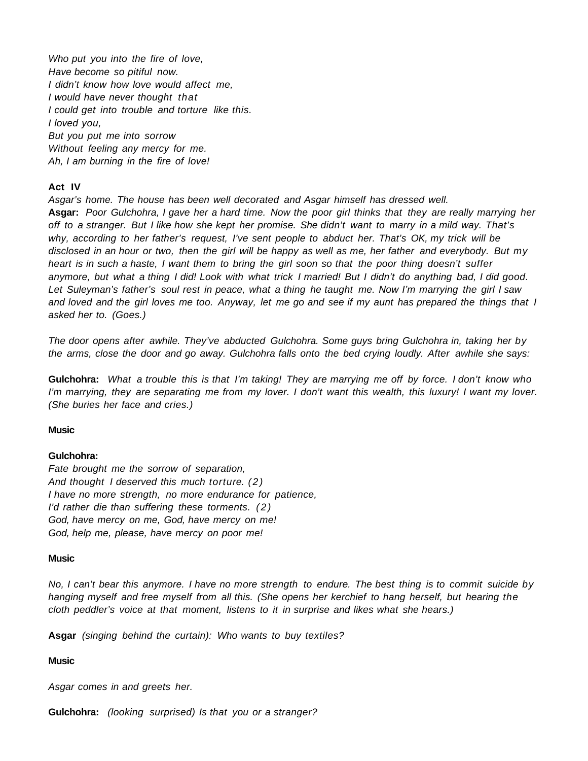*Who put you into the fire of love,*
*Have become so pitiful now.*
*I didn't know how love would affect me,*
*I would have never thought that*
*I could get into trouble and torture like this.*
*I loved you,*
*But you put me into sorrow*
*Without feeling any mercy for me.*
*Ah, I am burning in the fire of love!*

**Act IV**

*Asgar's home. The house has been well decorated and Asgar himself has dressed well.*

**Asgar:** *Poor Gulchohra, I gave her a hard time. Now the poor girl thinks that they are really marrying her off to a stranger. But I like how she kept her promise. She didn't want to marry in a mild way. That's why, according to her father's request, I've sent people to abduct her. That's OK, my trick will be disclosed in an hour or two, then the girl will be happy as well as me, her father and everybody. But my heart is in such a haste, I want them to bring the girl soon so that the poor thing doesn't suffer anymore, but what a thing I did! Look with what trick I married! But I didn't do anything bad, I did good. Let Suleyman's father's soul rest in peace, what a thing he taught me. Now I'm marrying the girl I saw and loved and the girl loves me too. Anyway, let me go and see if my aunt has prepared the things that I asked her to. (Goes.)*

*The door opens after awhile. They've abducted Gulchohra. Some guys bring Gulchohra in, taking her by the arms, close the door and go away. Gulchohra falls onto the bed crying loudly. After awhile she says:*

**Gulchohra:** *What a trouble this is that I'm taking! They are marrying me off by force. I don't know who I'm marrying, they are separating me from my lover. I don't want this wealth, this luxury! I want my lover. (She buries her face and cries.)*

**Music**

**Gulchohra:**
*Fate brought me the sorrow of separation,*
*And thought I deserved this much torture. (2)*
*I have no more strength, no more endurance for patience,*
*I'd rather die than suffering these torments. (2)*
*God, have mercy on me, God, have mercy on me!*
*God, help me, please, have mercy on poor me!*

**Music**

*No, I can't bear this anymore. I have no more strength to endure. The best thing is to commit suicide by hanging myself and free myself from all this. (She opens her kerchief to hang herself, but hearing the cloth peddler's voice at that moment, listens to it in surprise and likes what she hears.)*

**Asgar** *(singing behind the curtain): Who wants to buy textiles?*

**Music**

*Asgar comes in and greets her.*

**Gulchohra:** *(looking surprised) Is that you or a stranger?*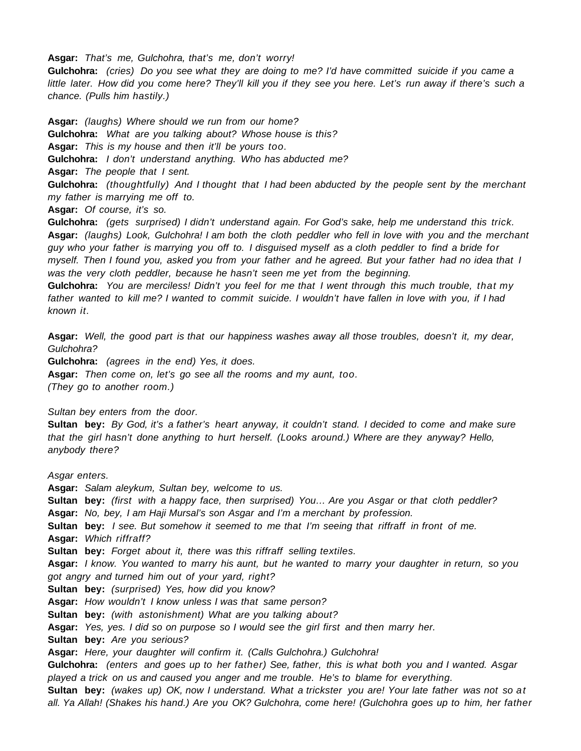**Asgar:** *That's me, Gulchohra, that's me, don't worry!*

**Gulchohra:** *(cries) Do you see what they are doing to me? I'd have committed suicide if you came a little later. How did you come here? They'll kill you if they see you here. Let's run away if there's such a chance. (Pulls him hastily.)*

**Asgar:** *(laughs) Where should we run from our home?*

**Gulchohra:** *What are you talking about? Whose house is this?*

**Asgar:** *This is my house and then it'll be yours too.*

**Gulchohra:** *I don't understand anything. Who has abducted me?*

**Asgar:** *The people that I sent.*

**Gulchohra:** *(thoughtfully) And I thought that I had been abducted by the people sent by the merchant my father is marrying me off to.*

**Asgar:** *Of course, it's so.*

**Gulchohra:** *(gets surprised) I didn't understand again. For God's sake, help me understand this trick.*

**Asgar:** *(laughs) Look, Gulchohra! I am both the cloth peddler who fell in love with you and the merchant guy who your father is marrying you off to. I disguised myself as a cloth peddler to find a bride for myself. Then I found you, asked you from your father and he agreed. But your father had no idea that I was the very cloth peddler, because he hasn't seen me yet from the beginning.*

**Gulchohra:** *You are merciless! Didn't you feel for me that I went through this much trouble, that my father wanted to kill me? I wanted to commit suicide. I wouldn't have fallen in love with you, if I had known it.*

**Asgar:** *Well, the good part is that our happiness washes away all those troubles, doesn't it, my dear, Gulchohra?*

**Gulchohra:** *(agrees in the end) Yes, it does.*

**Asgar:** *Then come on, let's go see all the rooms and my aunt, too.*

*(They go to another room.)*

*Sultan bey enters from the door.*

**Sultan bey:** *By God, it's a father's heart anyway, it couldn't stand. I decided to come and make sure that the girl hasn't done anything to hurt herself. (Looks around.) Where are they anyway? Hello, anybody there?*

*Asgar enters.*

**Asgar:** *Salam aleykum, Sultan bey, welcome to us.*

**Sultan bey:** *(first with a happy face, then surprised) You... Are you Asgar or that cloth peddler?*

**Asgar:** *No, bey, I am Haji Mursal's son Asgar and I'm a merchant by profession.*

**Sultan bey:** *I see. But somehow it seemed to me that I'm seeing that riffraff in front of me.*

**Asgar:** *Which riffraff?*

**Sultan bey:** *Forget about it, there was this riffraff selling textiles.*

**Asgar:** *I know. You wanted to marry his aunt, but he wanted to marry your daughter in return, so you got angry and turned him out of your yard, right?*

**Sultan bey:** *(surprised) Yes, how did you know?*

**Asgar:** *How wouldn't I know unless I was that same person?*

**Sultan bey:** *(with astonishment) What are you talking about?*

**Asgar:** *Yes, yes. I did so on purpose so I would see the girl first and then marry her.*

**Sultan bey:** *Are you serious?*

**Asgar:** *Here, your daughter will confirm it. (Calls Gulchohra.) Gulchohra!*

**Gulchohra:** *(enters and goes up to her father) See, father, this is what both you and I wanted. Asgar played a trick on us and caused you anger and me trouble. He's to blame for everything.*

**Sultan bey:** *(wakes up) OK, now I understand. What a trickster you are! Your late father was not so at all. Ya Allah! (Shakes his hand.) Are you OK? Gulchohra, come here! (Gulchohra goes up to him, her father*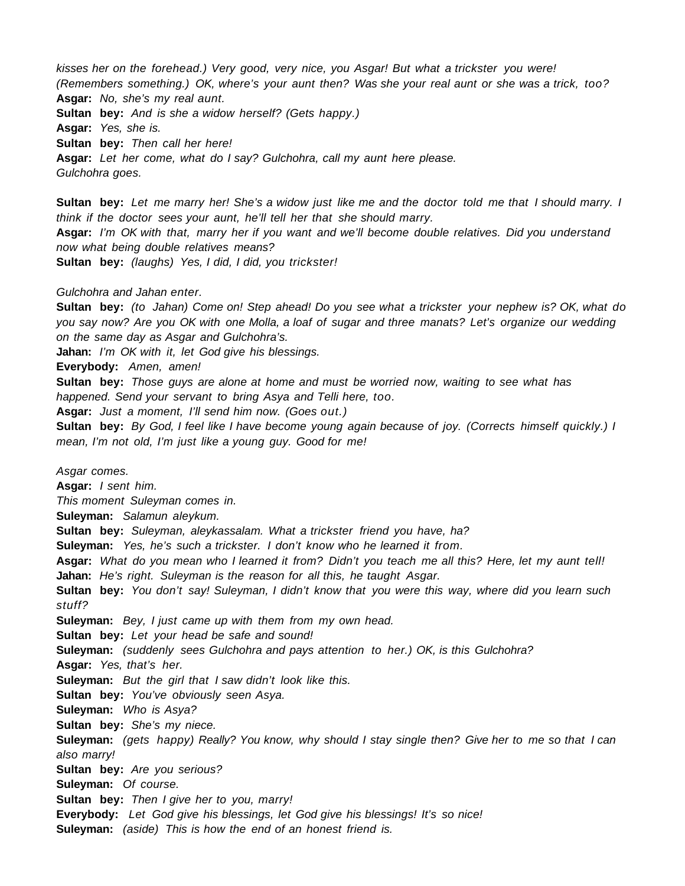*kisses her on the forehead.) Very good, very nice, you Asgar! But what a trickster you were! (Remembers something.) OK, where's your aunt then? Was she your real aunt or she was a trick, too?*

**Asgar:** *No, she's my real aunt.*

**Sultan bey:** *And is she a widow herself? (Gets happy.)*

**Asgar:** *Yes, she is.*

**Sultan bey:** *Then call her here!*

**Asgar:** *Let her come, what do I say? Gulchohra, call my aunt here please.*

*Gulchohra goes.*

**Sultan bey:** *Let me marry her! She's a widow just like me and the doctor told me that I should marry. I think if the doctor sees your aunt, he'll tell her that she should marry.*

**Asgar:** *I'm OK with that, marry her if you want and we'll become double relatives. Did you understand now what being double relatives means?*

**Sultan bey:** *(laughs) Yes, I did, I did, you trickster!*

*Gulchohra and Jahan enter.*

**Sultan bey:** *(to Jahan) Come on! Step ahead! Do you see what a trickster your nephew is? OK, what do you say now? Are you OK with one Molla, a loaf of sugar and three manats? Let's organize our wedding on the same day as Asgar and Gulchohra's.*

**Jahan:** *I'm OK with it, let God give his blessings.*

**Everybody:** *Amen, amen!*

**Sultan bey:** *Those guys are alone at home and must be worried now, waiting to see what has happened. Send your servant to bring Asya and Telli here, too.*

**Asgar:** *Just a moment, I'll send him now. (Goes out.)*

**Sultan bey:** *By God, I feel like I have become young again because of joy. (Corrects himself quickly.) I mean, I'm not old, I'm just like a young guy. Good for me!*

*Asgar comes.*

**Asgar:** *I sent him.*

*This moment Suleyman comes in.*

**Suleyman:** *Salamun aleykum.*

**Sultan bey:** *Suleyman, aleykassalam. What a trickster friend you have, ha?*

**Suleyman:** *Yes, he's such a trickster. I don't know who he learned it from.*

**Asgar:** *What do you mean who I learned it from? Didn't you teach me all this? Here, let my aunt tell!*

**Jahan:** *He's right. Suleyman is the reason for all this, he taught Asgar.*

**Sultan bey:** *You don't say! Suleyman, I didn't know that you were this way, where did you learn such stuff?*

**Suleyman:** *Bey, I just came up with them from my own head.*

**Sultan bey:** *Let your head be safe and sound!*

**Suleyman:** *(suddenly sees Gulchohra and pays attention to her.) OK, is this Gulchohra?*

**Asgar:** *Yes, that's her.*

**Suleyman:** *But the girl that I saw didn't look like this.*

**Sultan bey:** *You've obviously seen Asya.*

**Suleyman:** *Who is Asya?*

**Sultan bey:** *She's my niece.*

**Suleyman:** *(gets happy) Really? You know, why should I stay single then? Give her to me so that I can also marry!*

**Sultan bey:** *Are you serious?*

**Suleyman:** *Of course.*

**Sultan bey:** *Then I give her to you, marry!*

**Everybody:** *Let God give his blessings, let God give his blessings! It's so nice!*

**Suleyman:** *(aside) This is how the end of an honest friend is.*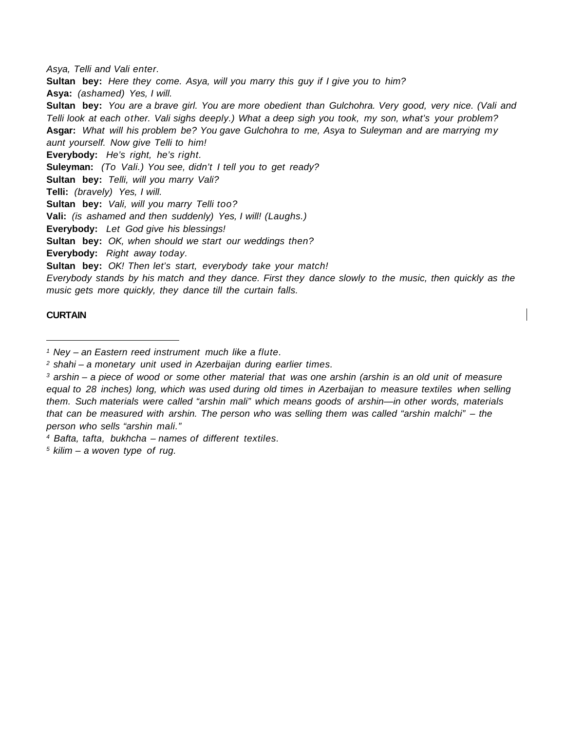*Asya, Telli and Vali enter.*

**Sultan bey:** *Here they come. Asya, will you marry this guy if I give you to him?*

**Asya:** *(ashamed) Yes, I will.*

**Sultan bey:** *You are a brave girl. You are more obedient than Gulchohra. Very good, very nice. (Vali and Telli look at each other. Vali sighs deeply.) What a deep sigh you took, my son, what's your problem?*

**Asgar:** *What will his problem be? You gave Gulchohra to me, Asya to Suleyman and are marrying my aunt yourself. Now give Telli to him!*

**Everybody:** *He's right, he's right.*

**Suleyman:** *(To Vali.) You see, didn't I tell you to get ready?*

**Sultan bey:** *Telli, will you marry Vali?*

**Telli:** *(bravely) Yes, I will.*

**Sultan bey:** *Vali, will you marry Telli too?*

**Vali:** *(is ashamed and then suddenly) Yes, I will! (Laughs.)*

**Everybody:** *Let God give his blessings!*

**Sultan bey:** *OK, when should we start our weddings then?*

**Everybody:** *Right away today.*

**Sultan bey:** *OK! Then let's start, everybody take your match!*

*Everybody stands by his match and they dance. First they dance slowly to the music, then quickly as the music gets more quickly, they dance till the curtain falls.*

**CURTAIN**

---

[1] *Ney – an Eastern reed instrument much like a flute.*

[2] *shahi – a monetary unit used in Azerbaijan during earlier times.*

[3] *arshin – a piece of wood or some other material that was one arshin (arshin is an old unit of measure equal to 28 inches) long, which was used during old times in Azerbaijan to measure textiles when selling them. Such materials were called "arshin mali" which means goods of arshin—in other words, materials that can be measured with arshin. The person who was selling them was called "arshin malchi" – the person who sells "arshin mali."*

[4] *Bafta, tafta, bukhcha – names of different textiles.*

[5] *kilim – a woven type of rug.*